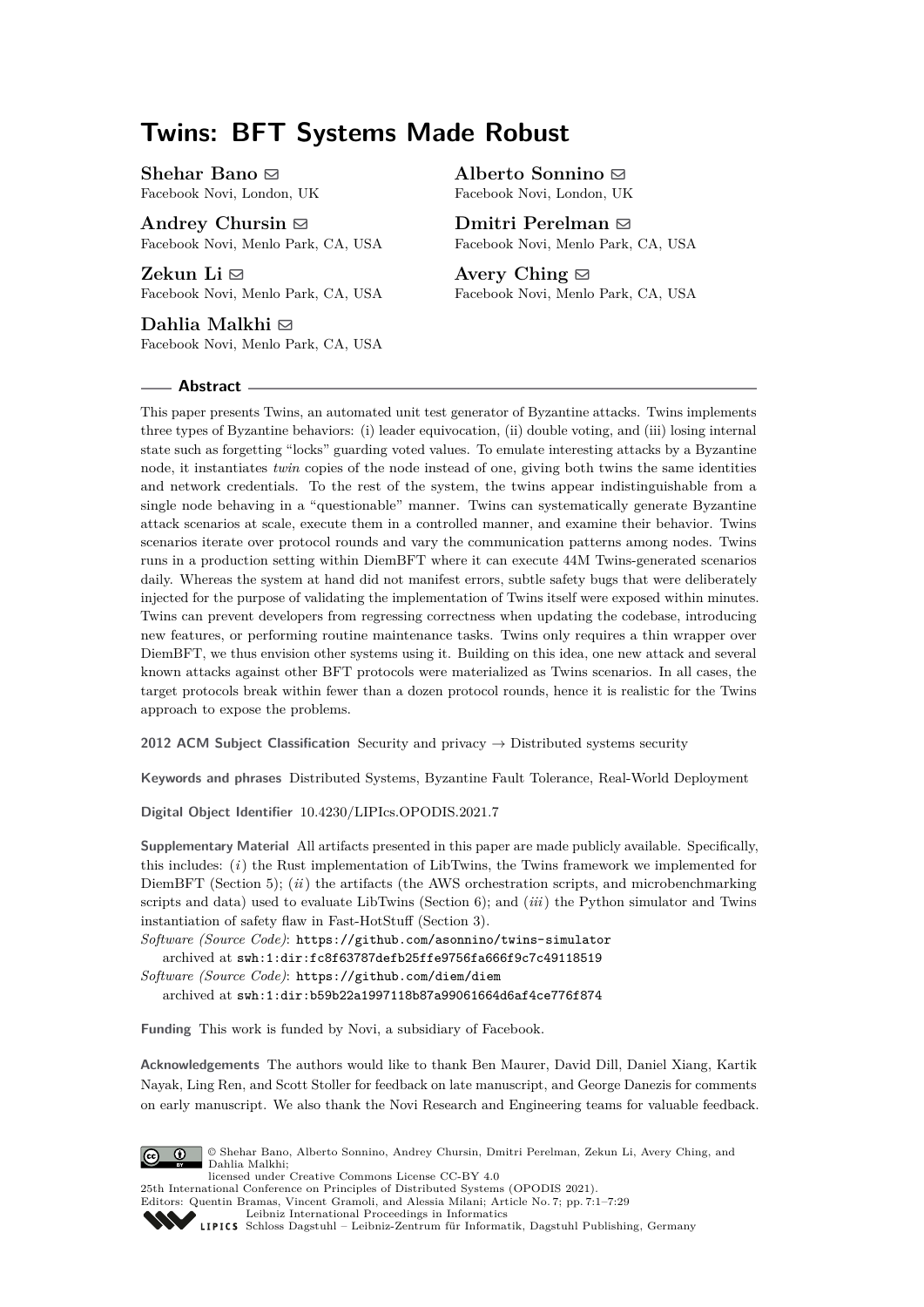# Twins: BFT Systems Made Robust

**Shehar Bano** ✉
Facebook Novi, London, UK

**Alberto Sonnino** ✉
Facebook Novi, London, UK

**Andrey Chursin** ✉
Facebook Novi, Menlo Park, CA, USA

**Dmitri Perelman** ✉
Facebook Novi, Menlo Park, CA, USA

**Zekun Li** ✉
Facebook Novi, Menlo Park, CA, USA

**Avery Ching** ✉
Facebook Novi, Menlo Park, CA, USA

**Dahlia Malkhi** ✉
Facebook Novi, Menlo Park, CA, USA

## Abstract

This paper presents Twins, an automated unit test generator of Byzantine attacks. Twins implements three types of Byzantine behaviors: (i) leader equivocation, (ii) double voting, and (iii) losing internal state such as forgetting "locks" guarding voted values. To emulate interesting attacks by a Byzantine node, it instantiates *twin* copies of the node instead of one, giving both twins the same identities and network credentials. To the rest of the system, the twins appear indistinguishable from a single node behaving in a "questionable" manner. Twins can systematically generate Byzantine attack scenarios at scale, execute them in a controlled manner, and examine their behavior. Twins scenarios iterate over protocol rounds and vary the communication patterns among nodes. Twins runs in a production setting within DiemBFT where it can execute 44M Twins-generated scenarios daily. Whereas the system at hand did not manifest errors, subtle safety bugs that were deliberately injected for the purpose of validating the implementation of Twins itself were exposed within minutes. Twins can prevent developers from regressing correctness when updating the codebase, introducing new features, or performing routine maintenance tasks. Twins only requires a thin wrapper over DiemBFT, we thus envision other systems using it. Building on this idea, one new attack and several known attacks against other BFT protocols were materialized as Twins scenarios. In all cases, the target protocols break within fewer than a dozen protocol rounds, hence it is realistic for the Twins approach to expose the problems.

**2012 ACM Subject Classification** Security and privacy → Distributed systems security

**Keywords and phrases** Distributed Systems, Byzantine Fault Tolerance, Real-World Deployment

**Digital Object Identifier** 10.4230/LIPIcs.OPODIS.2021.7

**Supplementary Material** All artifacts presented in this paper are made publicly available. Specifically, this includes: (*i*) the Rust implementation of LibTwins, the Twins framework we implemented for DiemBFT (Section 5); (*ii*) the artifacts (the AWS orchestration scripts, and microbenchmarking scripts and data) used to evaluate LibTwins (Section 6); and (*iii*) the Python simulator and Twins instantiation of safety flaw in Fast-HotStuff (Section 3).

*Software (Source Code)*: `https://github.com/asonnino/twins-simulator`
archived at `swh:1:dir:fc8f63787defb25ffe9756fa666f9c7c49118519`

*Software (Source Code)*: `https://github.com/diem/diem`
archived at `swh:1:dir:b59b22a1997118b87a99061664d6af4ce776f874`

**Funding** This work is funded by Novi, a subsidiary of Facebook.

**Acknowledgements** The authors would like to thank Ben Maurer, David Dill, Daniel Xiang, Kartik Nayak, Ling Ren, and Scott Stoller for feedback on late manuscript, and George Danezis for comments on early manuscript. We also thank the Novi Research and Engineering teams for valuable feedback.

© Shehar Bano, Alberto Sonnino, Andrey Chursin, Dmitri Perelman, Zekun Li, Avery Ching, and Dahlia Malkhi;
licensed under Creative Commons License CC-BY 4.0
25th International Conference on Principles of Distributed Systems (OPODIS 2021).
Editors: Quentin Bramas, Vincent Gramoli, and Alessia Milani; Article No. 7; pp. 7:1–7:29
Leibniz International Proceedings in Informatics
Schloss Dagstuhl – Leibniz-Zentrum für Informatik, Dagstuhl Publishing, Germany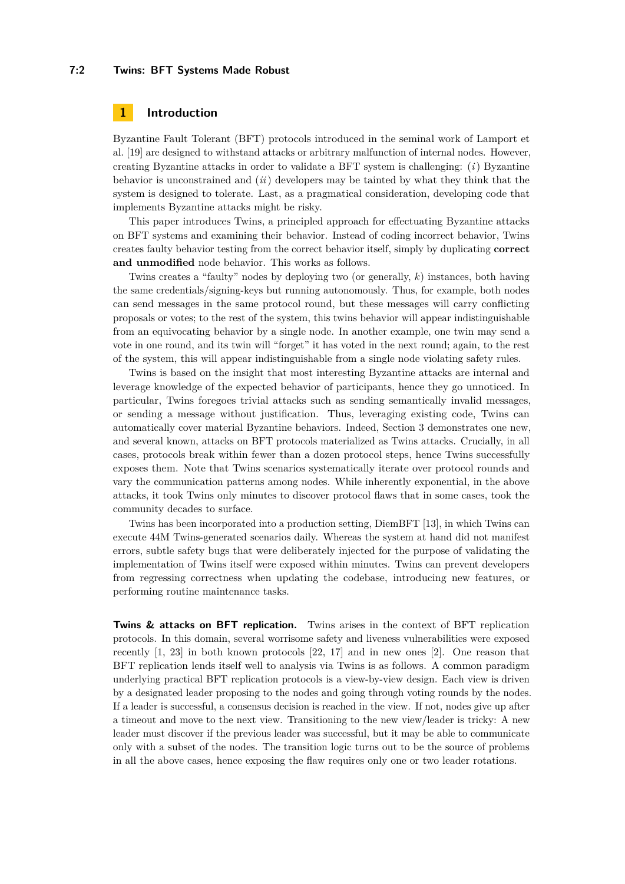## 1 Introduction

Byzantine Fault Tolerant (BFT) protocols introduced in the seminal work of Lamport et al. [19] are designed to withstand attacks or arbitrary malfunction of internal nodes. However, creating Byzantine attacks in order to validate a BFT system is challenging: (*i*) Byzantine behavior is unconstrained and (*ii*) developers may be tainted by what they think that the system is designed to tolerate. Last, as a pragmatical consideration, developing code that implements Byzantine attacks might be risky.

This paper introduces Twins, a principled approach for effectuating Byzantine attacks on BFT systems and examining their behavior. Instead of coding incorrect behavior, Twins creates faulty behavior testing from the correct behavior itself, simply by duplicating **correct and unmodified** node behavior. This works as follows.

Twins creates a "faulty" nodes by deploying two (or generally, $k$) instances, both having the same credentials/signing-keys but running autonomously. Thus, for example, both nodes can send messages in the same protocol round, but these messages will carry conflicting proposals or votes; to the rest of the system, this twins behavior will appear indistinguishable from an equivocating behavior by a single node. In another example, one twin may send a vote in one round, and its twin will "forget" it has voted in the next round; again, to the rest of the system, this will appear indistinguishable from a single node violating safety rules.

Twins is based on the insight that most interesting Byzantine attacks are internal and leverage knowledge of the expected behavior of participants, hence they go unnoticed. In particular, Twins foregoes trivial attacks such as sending semantically invalid messages, or sending a message without justification. Thus, leveraging existing code, Twins can automatically cover material Byzantine behaviors. Indeed, Section 3 demonstrates one new, and several known, attacks on BFT protocols materialized as Twins attacks. Crucially, in all cases, protocols break within fewer than a dozen protocol steps, hence Twins successfully exposes them. Note that Twins scenarios systematically iterate over protocol rounds and vary the communication patterns among nodes. While inherently exponential, in the above attacks, it took Twins only minutes to discover protocol flaws that in some cases, took the community decades to surface.

Twins has been incorporated into a production setting, DiemBFT [13], in which Twins can execute 44M Twins-generated scenarios daily. Whereas the system at hand did not manifest errors, subtle safety bugs that were deliberately injected for the purpose of validating the implementation of Twins itself were exposed within minutes. Twins can prevent developers from regressing correctness when updating the codebase, introducing new features, or performing routine maintenance tasks.

**Twins & attacks on BFT replication.** Twins arises in the context of BFT replication protocols. In this domain, several worrisome safety and liveness vulnerabilities were exposed recently [1, 23] in both known protocols [22, 17] and in new ones [2]. One reason that BFT replication lends itself well to analysis via Twins is as follows. A common paradigm underlying practical BFT replication protocols is a view-by-view design. Each view is driven by a designated leader proposing to the nodes and going through voting rounds by the nodes. If a leader is successful, a consensus decision is reached in the view. If not, nodes give up after a timeout and move to the next view. Transitioning to the new view/leader is tricky: A new leader must discover if the previous leader was successful, but it may be able to communicate only with a subset of the nodes. The transition logic turns out to be the source of problems in all the above cases, hence exposing the flaw requires only one or two leader rotations.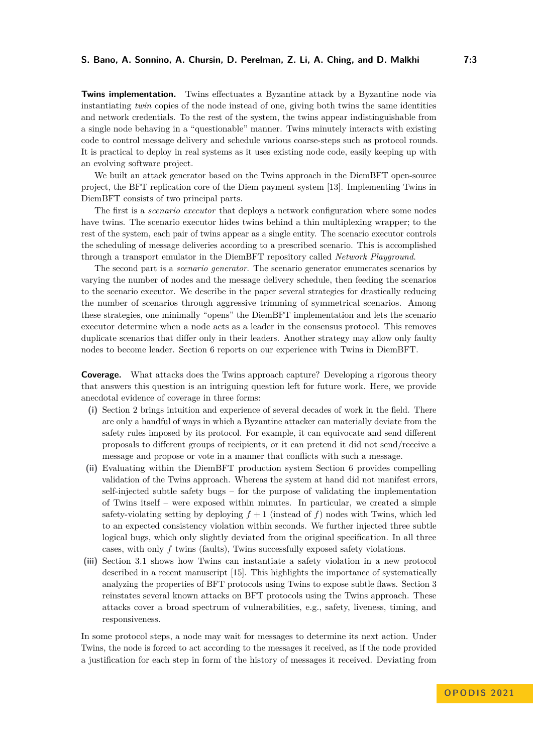**Twins implementation.** Twins effectuates a Byzantine attack by a Byzantine node via instantiating *twin* copies of the node instead of one, giving both twins the same identities and network credentials. To the rest of the system, the twins appear indistinguishable from a single node behaving in a "questionable" manner. Twins minutely interacts with existing code to control message delivery and schedule various coarse-steps such as protocol rounds. It is practical to deploy in real systems as it uses existing node code, easily keeping up with an evolving software project.

We built an attack generator based on the Twins approach in the DiemBFT open-source project, the BFT replication core of the Diem payment system [13]. Implementing Twins in DiemBFT consists of two principal parts.

The first is a *scenario executor* that deploys a network configuration where some nodes have twins. The scenario executor hides twins behind a thin multiplexing wrapper; to the rest of the system, each pair of twins appear as a single entity. The scenario executor controls the scheduling of message deliveries according to a prescribed scenario. This is accomplished through a transport emulator in the DiemBFT repository called *Network Playground*.

The second part is a *scenario generator*. The scenario generator enumerates scenarios by varying the number of nodes and the message delivery schedule, then feeding the scenarios to the scenario executor. We describe in the paper several strategies for drastically reducing the number of scenarios through aggressive trimming of symmetrical scenarios. Among these strategies, one minimally "opens" the DiemBFT implementation and lets the scenario executor determine when a node acts as a leader in the consensus protocol. This removes duplicate scenarios that differ only in their leaders. Another strategy may allow only faulty nodes to become leader. Section 6 reports on our experience with Twins in DiemBFT.

**Coverage.** What attacks does the Twins approach capture? Developing a rigorous theory that answers this question is an intriguing question left for future work. Here, we provide anecdotal evidence of coverage in three forms:

**(i)** Section 2 brings intuition and experience of several decades of work in the field. There are only a handful of ways in which a Byzantine attacker can materially deviate from the safety rules imposed by its protocol. For example, it can equivocate and send different proposals to different groups of recipients, or it can pretend it did not send/receive a message and propose or vote in a manner that conflicts with such a message.

**(ii)** Evaluating within the DiemBFT production system Section 6 provides compelling validation of the Twins approach. Whereas the system at hand did not manifest errors, self-injected subtle safety bugs – for the purpose of validating the implementation of Twins itself – were exposed within minutes. In particular, we created a simple safety-violating setting by deploying $f + 1$ (instead of $f$) nodes with Twins, which led to an expected consistency violation within seconds. We further injected three subtle logical bugs, which only slightly deviated from the original specification. In all three cases, with only $f$ twins (faults), Twins successfully exposed safety violations.

**(iii)** Section 3.1 shows how Twins can instantiate a safety violation in a new protocol described in a recent manuscript [15]. This highlights the importance of systematically analyzing the properties of BFT protocols using Twins to expose subtle flaws. Section 3 reinstates several known attacks on BFT protocols using the Twins approach. These attacks cover a broad spectrum of vulnerabilities, e.g., safety, liveness, timing, and responsiveness.

In some protocol steps, a node may wait for messages to determine its next action. Under Twins, the node is forced to act according to the messages it received, as if the node provided a justification for each step in form of the history of messages it received. Deviating from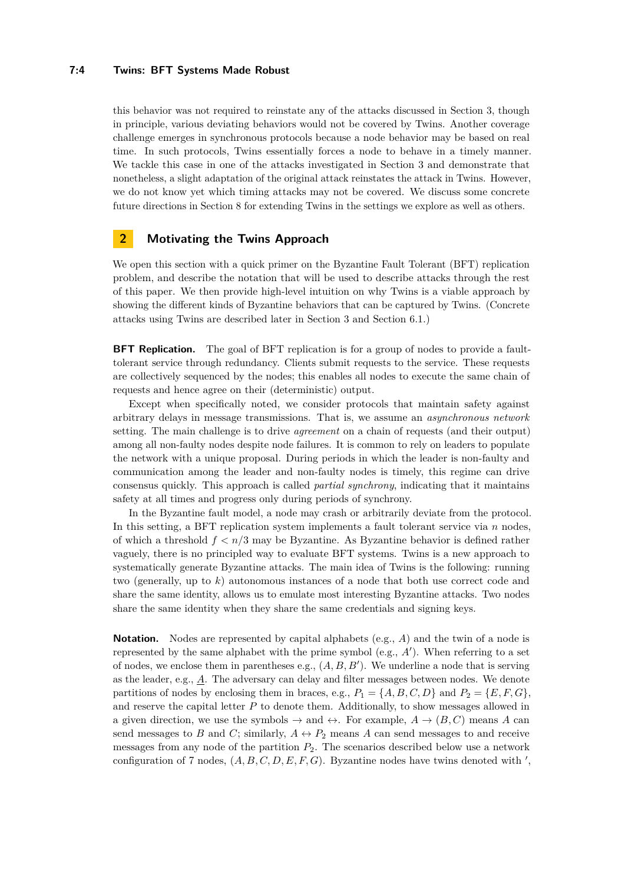this behavior was not required to reinstate any of the attacks discussed in Section 3, though in principle, various deviating behaviors would not be covered by Twins. Another coverage challenge emerges in synchronous protocols because a node behavior may be based on real time. In such protocols, Twins essentially forces a node to behave in a timely manner. We tackle this case in one of the attacks investigated in Section 3 and demonstrate that nonetheless, a slight adaptation of the original attack reinstates the attack in Twins. However, we do not know yet which timing attacks may not be covered. We discuss some concrete future directions in Section 8 for extending Twins in the settings we explore as well as others.

## 2 Motivating the Twins Approach

We open this section with a quick primer on the Byzantine Fault Tolerant (BFT) replication problem, and describe the notation that will be used to describe attacks through the rest of this paper. We then provide high-level intuition on why Twins is a viable approach by showing the different kinds of Byzantine behaviors that can be captured by Twins. (Concrete attacks using Twins are described later in Section 3 and Section 6.1.)

**BFT Replication.** The goal of BFT replication is for a group of nodes to provide a fault-tolerant service through redundancy. Clients submit requests to the service. These requests are collectively sequenced by the nodes; this enables all nodes to execute the same chain of requests and hence agree on their (deterministic) output.

Except when specifically noted, we consider protocols that maintain safety against arbitrary delays in message transmissions. That is, we assume an *asynchronous network* setting. The main challenge is to drive *agreement* on a chain of requests (and their output) among all non-faulty nodes despite node failures. It is common to rely on leaders to populate the network with a unique proposal. During periods in which the leader is non-faulty and communication among the leader and non-faulty nodes is timely, this regime can drive consensus quickly. This approach is called *partial synchrony*, indicating that it maintains safety at all times and progress only during periods of synchrony.

In the Byzantine fault model, a node may crash or arbitrarily deviate from the protocol. In this setting, a BFT replication system implements a fault tolerant service via $n$ nodes, of which a threshold $f < n/3$ may be Byzantine. As Byzantine behavior is defined rather vaguely, there is no principled way to evaluate BFT systems. Twins is a new approach to systematically generate Byzantine attacks. The main idea of Twins is the following: running two (generally, up to $k$) autonomous instances of a node that both use correct code and share the same identity, allows us to emulate most interesting Byzantine attacks. Two nodes share the same identity when they share the same credentials and signing keys.

**Notation.** Nodes are represented by capital alphabets (e.g., $A$) and the twin of a node is represented by the same alphabet with the prime symbol (e.g., $A'$). When referring to a set of nodes, we enclose them in parentheses e.g., $(A, B, B')$. We underline a node that is serving as the leader, e.g., $\underline{A}$. The adversary can delay and filter messages between nodes. We denote partitions of nodes by enclosing them in braces, e.g., $P_1 = \{A, B, C, D\}$ and $P_2 = \{E, F, G\}$, and reserve the capital letter $P$ to denote them. Additionally, to show messages allowed in a given direction, we use the symbols $\rightarrow$ and $\leftrightarrow$. For example, $A \rightarrow (B, C)$ means $A$ can send messages to $B$ and $C$; similarly, $A \leftrightarrow P_2$ means $A$ can send messages to and receive messages from any node of the partition $P_2$. The scenarios described below use a network configuration of 7 nodes, $(A, B, C, D, E, F, G)$. Byzantine nodes have twins denoted with $'$,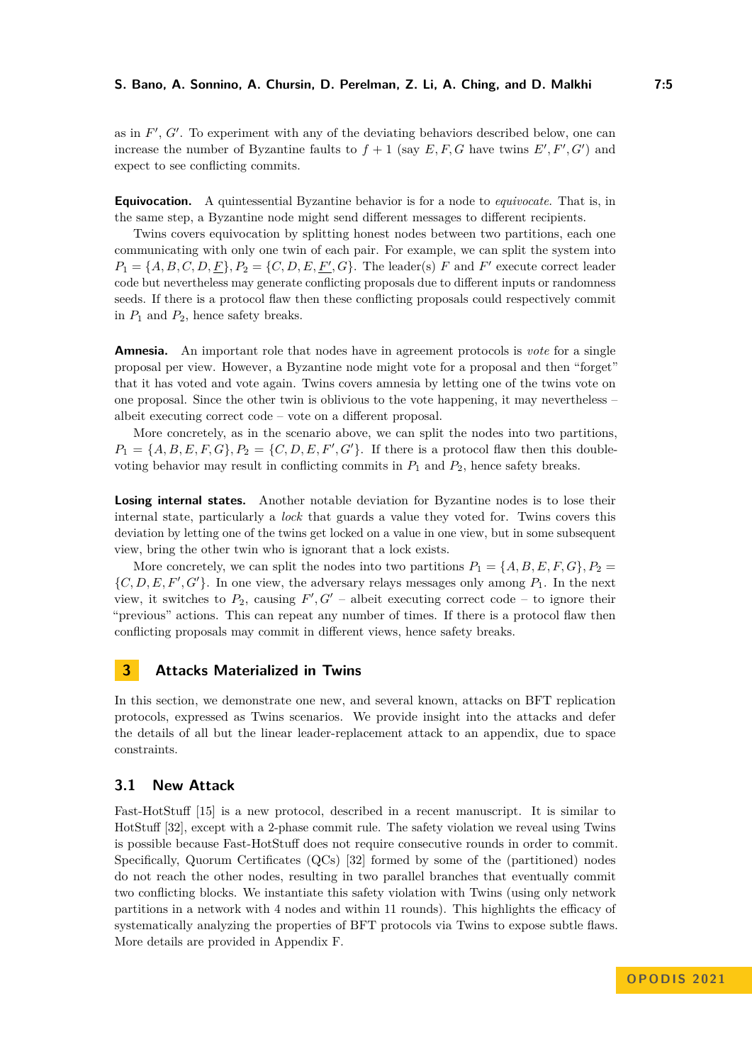as in $F'$, $G'$. To experiment with any of the deviating behaviors described below, one can increase the number of Byzantine faults to $f+1$ (say $E, F, G$ have twins $E', F', G'$) and expect to see conflicting commits.

**Equivocation.** A quintessential Byzantine behavior is for a node to *equivocate*. That is, in the same step, a Byzantine node might send different messages to different recipients.

Twins covers equivocation by splitting honest nodes between two partitions, each one communicating with only one twin of each pair. For example, we can split the system into $P_1 = \{A, B, C, D, \underline{F}\}, P_2 = \{C, D, E, \underline{F'}, G\}$. The leader(s) $F$ and $F'$ execute correct leader code but nevertheless may generate conflicting proposals due to different inputs or randomness seeds. If there is a protocol flaw then these conflicting proposals could respectively commit in $P_1$ and $P_2$, hence safety breaks.

**Amnesia.** An important role that nodes have in agreement protocols is *vote* for a single proposal per view. However, a Byzantine node might vote for a proposal and then "forget" that it has voted and vote again. Twins covers amnesia by letting one of the twins vote on one proposal. Since the other twin is oblivious to the vote happening, it may nevertheless – albeit executing correct code – vote on a different proposal.

More concretely, as in the scenario above, we can split the nodes into two partitions, $P_1 = \{A, B, E, F, G\}, P_2 = \{C, D, E, F', G'\}$. If there is a protocol flaw then this double-voting behavior may result in conflicting commits in $P_1$ and $P_2$, hence safety breaks.

**Losing internal states.** Another notable deviation for Byzantine nodes is to lose their internal state, particularly a *lock* that guards a value they voted for. Twins covers this deviation by letting one of the twins get locked on a value in one view, but in some subsequent view, bring the other twin who is ignorant that a lock exists.

More concretely, we can split the nodes into two partitions $P_1 = \{A, B, E, F, G\}, P_2 = \{C, D, E, F', G'\}$. In one view, the adversary relays messages only among $P_1$. In the next view, it switches to $P_2$, causing $F', G'$ – albeit executing correct code – to ignore their "previous" actions. This can repeat any number of times. If there is a protocol flaw then conflicting proposals may commit in different views, hence safety breaks.

## 3 Attacks Materialized in Twins

In this section, we demonstrate one new, and several known, attacks on BFT replication protocols, expressed as Twins scenarios. We provide insight into the attacks and defer the details of all but the linear leader-replacement attack to an appendix, due to space constraints.

### 3.1 New Attack

Fast-HotStuff [15] is a new protocol, described in a recent manuscript. It is similar to HotStuff [32], except with a 2-phase commit rule. The safety violation we reveal using Twins is possible because Fast-HotStuff does not require consecutive rounds in order to commit. Specifically, Quorum Certificates (QCs) [32] formed by some of the (partitioned) nodes do not reach the other nodes, resulting in two parallel branches that eventually commit two conflicting blocks. We instantiate this safety violation with Twins (using only network partitions in a network with 4 nodes and within 11 rounds). This highlights the efficacy of systematically analyzing the properties of BFT protocols via Twins to expose subtle flaws. More details are provided in Appendix F.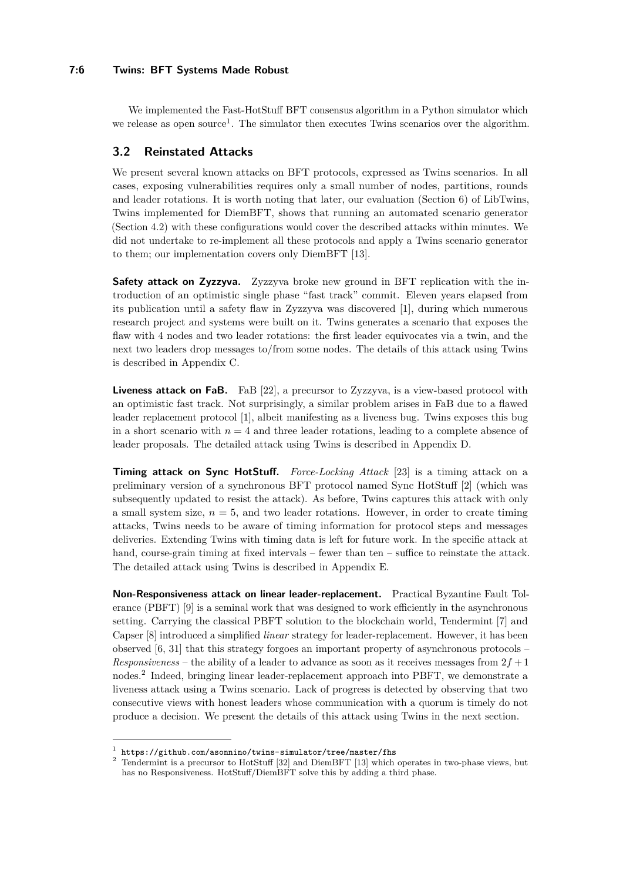We implemented the Fast-HotStuff BFT consensus algorithm in a Python simulator which we release as open source[1]. The simulator then executes Twins scenarios over the algorithm.

## 3.2 Reinstated Attacks

We present several known attacks on BFT protocols, expressed as Twins scenarios. In all cases, exposing vulnerabilities requires only a small number of nodes, partitions, rounds and leader rotations. It is worth noting that later, our evaluation (Section 6) of LibTwins, Twins implemented for DiemBFT, shows that running an automated scenario generator (Section 4.2) with these configurations would cover the described attacks within minutes. We did not undertake to re-implement all these protocols and apply a Twins scenario generator to them; our implementation covers only DiemBFT [13].

**Safety attack on Zyzzyva.** Zyzzyva broke new ground in BFT replication with the introduction of an optimistic single phase "fast track" commit. Eleven years elapsed from its publication until a safety flaw in Zyzzyva was discovered [1], during which numerous research project and systems were built on it. Twins generates a scenario that exposes the flaw with 4 nodes and two leader rotations: the first leader equivocates via a twin, and the next two leaders drop messages to/from some nodes. The details of this attack using Twins is described in Appendix C.

**Liveness attack on FaB.** FaB [22], a precursor to Zyzzyva, is a view-based protocol with an optimistic fast track. Not surprisingly, a similar problem arises in FaB due to a flawed leader replacement protocol [1], albeit manifesting as a liveness bug. Twins exposes this bug in a short scenario with $n = 4$ and three leader rotations, leading to a complete absence of leader proposals. The detailed attack using Twins is described in Appendix D.

**Timing attack on Sync HotStuff.** *Force-Locking Attack* [23] is a timing attack on a preliminary version of a synchronous BFT protocol named Sync HotStuff [2] (which was subsequently updated to resist the attack). As before, Twins captures this attack with only a small system size, $n = 5$, and two leader rotations. However, in order to create timing attacks, Twins needs to be aware of timing information for protocol steps and messages deliveries. Extending Twins with timing data is left for future work. In the specific attack at hand, course-grain timing at fixed intervals – fewer than ten – suffice to reinstate the attack. The detailed attack using Twins is described in Appendix E.

**Non-Responsiveness attack on linear leader-replacement.** Practical Byzantine Fault Tolerance (PBFT) [9] is a seminal work that was designed to work efficiently in the asynchronous setting. Carrying the classical PBFT solution to the blockchain world, Tendermint [7] and Capser [8] introduced a simplified *linear* strategy for leader-replacement. However, it has been observed [6, 31] that this strategy forgoes an important property of asynchronous protocols – *Responsiveness* – the ability of a leader to advance as soon as it receives messages from $2f + 1$ nodes.[2] Indeed, bringing linear leader-replacement approach into PBFT, we demonstrate a liveness attack using a Twins scenario. Lack of progress is detected by observing that two consecutive views with honest leaders whose communication with a quorum is timely do not produce a decision. We present the details of this attack using Twins in the next section.

---

[1] `https://github.com/asonnino/twins-simulator/tree/master/fhs`

[2] Tendermint is a precursor to HotStuff [32] and DiemBFT [13] which operates in two-phase views, but has no Responsiveness. HotStuff/DiemBFT solve this by adding a third phase.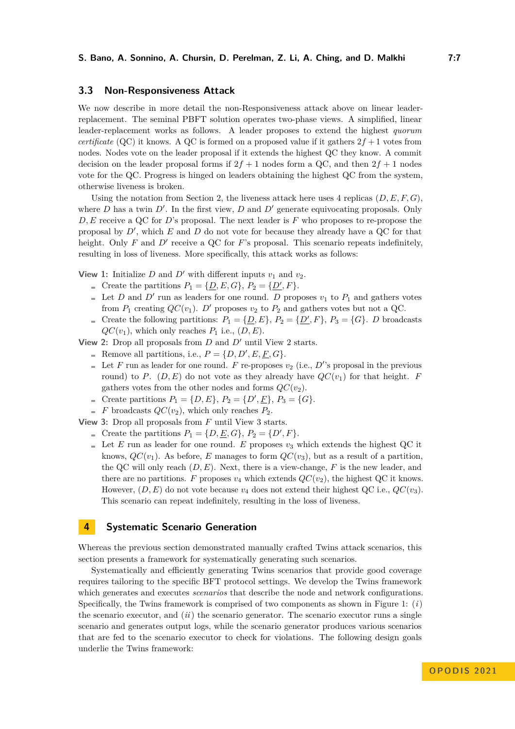### 3.3 Non-Responsiveness Attack

We now describe in more detail the non-Responsiveness attack above on linear leader-replacement. The seminal PBFT solution operates two-phase views. A simplified, linear leader-replacement works as follows. A leader proposes to extend the highest *quorum certificate* (QC) it knows. A QC is formed on a proposed value if it gathers $2f + 1$ votes from nodes. Nodes vote on the leader proposal if it extends the highest QC they know. A commit decision on the leader proposal forms if $2f + 1$ nodes form a QC, and then $2f + 1$ nodes vote for the QC. Progress is hinged on leaders obtaining the highest QC from the system, otherwise liveness is broken.

Using the notation from Section 2, the liveness attack here uses 4 replicas $(D, E, F, G)$, where $D$ has a twin $D'$. In the first view, $D$ and $D'$ generate equivocating proposals. Only $D, E$ receive a QC for $D$'s proposal. The next leader is $F$ who proposes to re-propose the proposal by $D'$, which $E$ and $D$ do not vote for because they already have a QC for that height. Only $F$ and $D'$ receive a QC for $F$'s proposal. This scenario repeats indefinitely, resulting in loss of liveness. More specifically, this attack works as follows:

**View 1:** Initialize $D$ and $D'$ with different inputs $v_1$ and $v_2$.

- Create the partitions $P_1 = \{\underline{D}, E, G\}$, $P_2 = \{\underline{D'}, F\}$.
- Let $D$ and $D'$ run as leaders for one round. $D$ proposes $v_1$ to $P_1$ and gathers votes from $P_1$ creating $QC(v_1)$. $D'$ proposes $v_2$ to $P_2$ and gathers votes but not a QC.
- Create the following partitions: $P_1 = \{\underline{D}, E\}$, $P_2 = \{\underline{D'}, F\}$, $P_3 = \{G\}$. $D$ broadcasts $QC(v_1)$, which only reaches $P_1$ i.e., $(D, E)$.

**View 2:** Drop all proposals from $D$ and $D'$ until View 2 starts.

- Remove all partitions, i.e., $P = \{D, D', E, \underline{F}, G\}$.
- Let $F$ run as leader for one round. $F$ re-proposes $v_2$ (i.e., $D'$'s proposal in the previous round) to $P$. $(D, E)$ do not vote as they already have $QC(v_1)$ for that height. $F$ gathers votes from the other nodes and forms $QC(v_2)$.
- Create partitions $P_1 = \{D, E\}$, $P_2 = \{D', \underline{F}\}$, $P_3 = \{G\}$.
- $F$ broadcasts $QC(v_2)$, which only reaches $P_2$.

**View 3:** Drop all proposals from $F$ until View 3 starts.

- Create the partitions $P_1 = \{D, \underline{E}, G\}$, $P_2 = \{D', F\}$.
- Let $E$ run as leader for one round. $E$ proposes $v_3$ which extends the highest QC it knows, $QC(v_1)$. As before, $E$ manages to form $QC(v_3)$, but as a result of a partition, the QC will only reach $(D, E)$. Next, there is a view-change, $F$ is the new leader, and there are no partitions. $F$ proposes $v_4$ which extends $QC(v_2)$, the highest QC it knows. However, $(D, E)$ do not vote because $v_4$ does not extend their highest QC i.e., $QC(v_3)$. This scenario can repeat indefinitely, resulting in the loss of liveness.

## 4 Systematic Scenario Generation

Whereas the previous section demonstrated manually crafted Twins attack scenarios, this section presents a framework for systematically generating such scenarios.

Systematically and efficiently generating Twins scenarios that provide good coverage requires tailoring to the specific BFT protocol settings. We develop the Twins framework which generates and executes *scenarios* that describe the node and network configurations. Specifically, the Twins framework is comprised of two components as shown in Figure 1: (*i*) the scenario executor, and (*ii*) the scenario generator. The scenario executor runs a single scenario and generates output logs, while the scenario generator produces various scenarios that are fed to the scenario executor to check for violations. The following design goals underlie the Twins framework: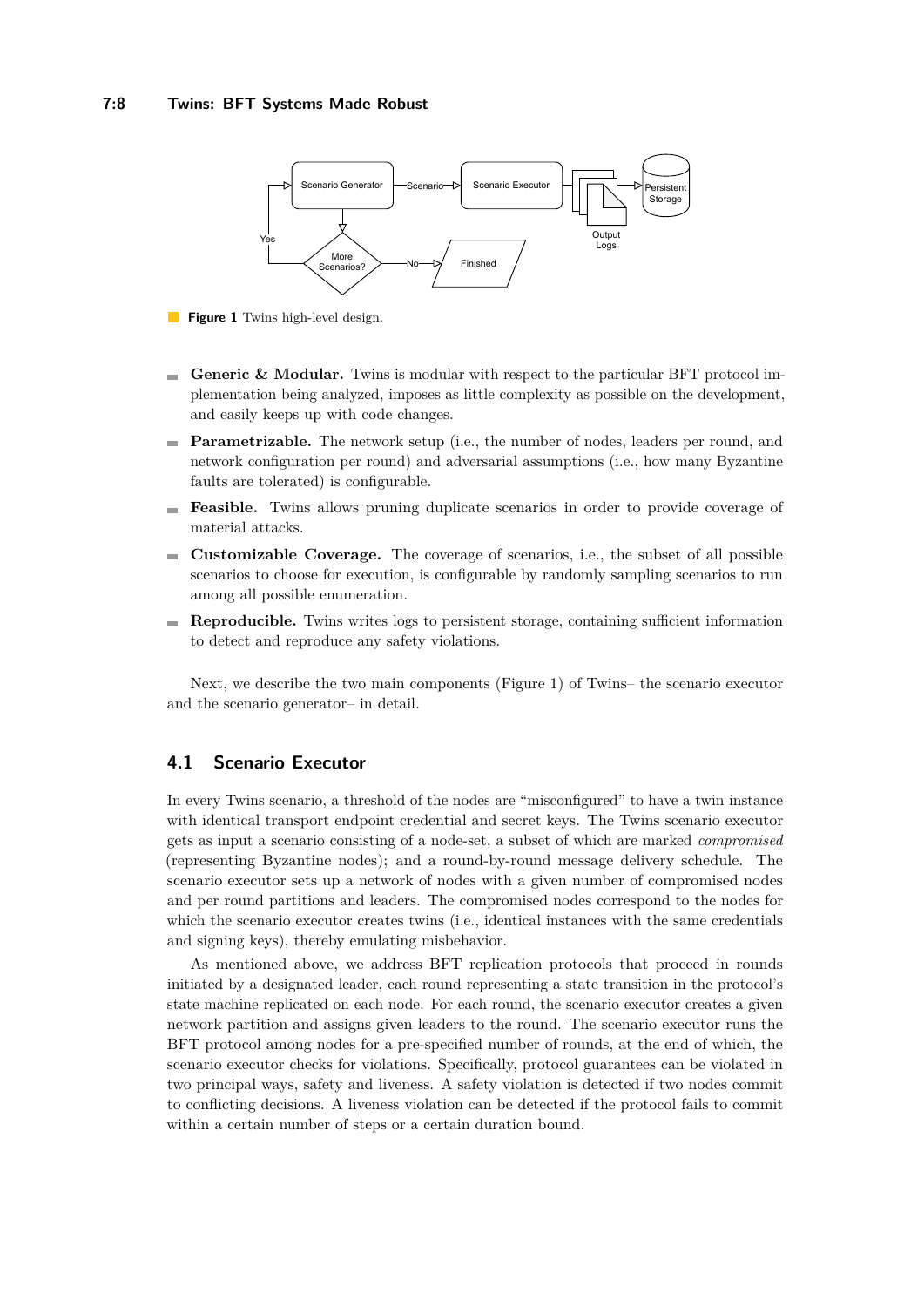**Figure 1** Twins high-level design.

- **Generic & Modular.** Twins is modular with respect to the particular BFT protocol implementation being analyzed, imposes as little complexity as possible on the development, and easily keeps up with code changes.
- **Parametrizable.** The network setup (i.e., the number of nodes, leaders per round, and network configuration per round) and adversarial assumptions (i.e., how many Byzantine faults are tolerated) is configurable.
- **Feasible.** Twins allows pruning duplicate scenarios in order to provide coverage of material attacks.
- **Customizable Coverage.** The coverage of scenarios, i.e., the subset of all possible scenarios to choose for execution, is configurable by randomly sampling scenarios to run among all possible enumeration.
- **Reproducible.** Twins writes logs to persistent storage, containing sufficient information to detect and reproduce any safety violations.

Next, we describe the two main components (Figure 1) of Twins– the scenario executor and the scenario generator– in detail.

## 4.1 Scenario Executor

In every Twins scenario, a threshold of the nodes are "misconfigured" to have a twin instance with identical transport endpoint credential and secret keys. The Twins scenario executor gets as input a scenario consisting of a node-set, a subset of which are marked *compromised* (representing Byzantine nodes); and a round-by-round message delivery schedule. The scenario executor sets up a network of nodes with a given number of compromised nodes and per round partitions and leaders. The compromised nodes correspond to the nodes for which the scenario executor creates twins (i.e., identical instances with the same credentials and signing keys), thereby emulating misbehavior.

As mentioned above, we address BFT replication protocols that proceed in rounds initiated by a designated leader, each round representing a state transition in the protocol's state machine replicated on each node. For each round, the scenario executor creates a given network partition and assigns given leaders to the round. The scenario executor runs the BFT protocol among nodes for a pre-specified number of rounds, at the end of which, the scenario executor checks for violations. Specifically, protocol guarantees can be violated in two principal ways, safety and liveness. A safety violation is detected if two nodes commit to conflicting decisions. A liveness violation can be detected if the protocol fails to commit within a certain number of steps or a certain duration bound.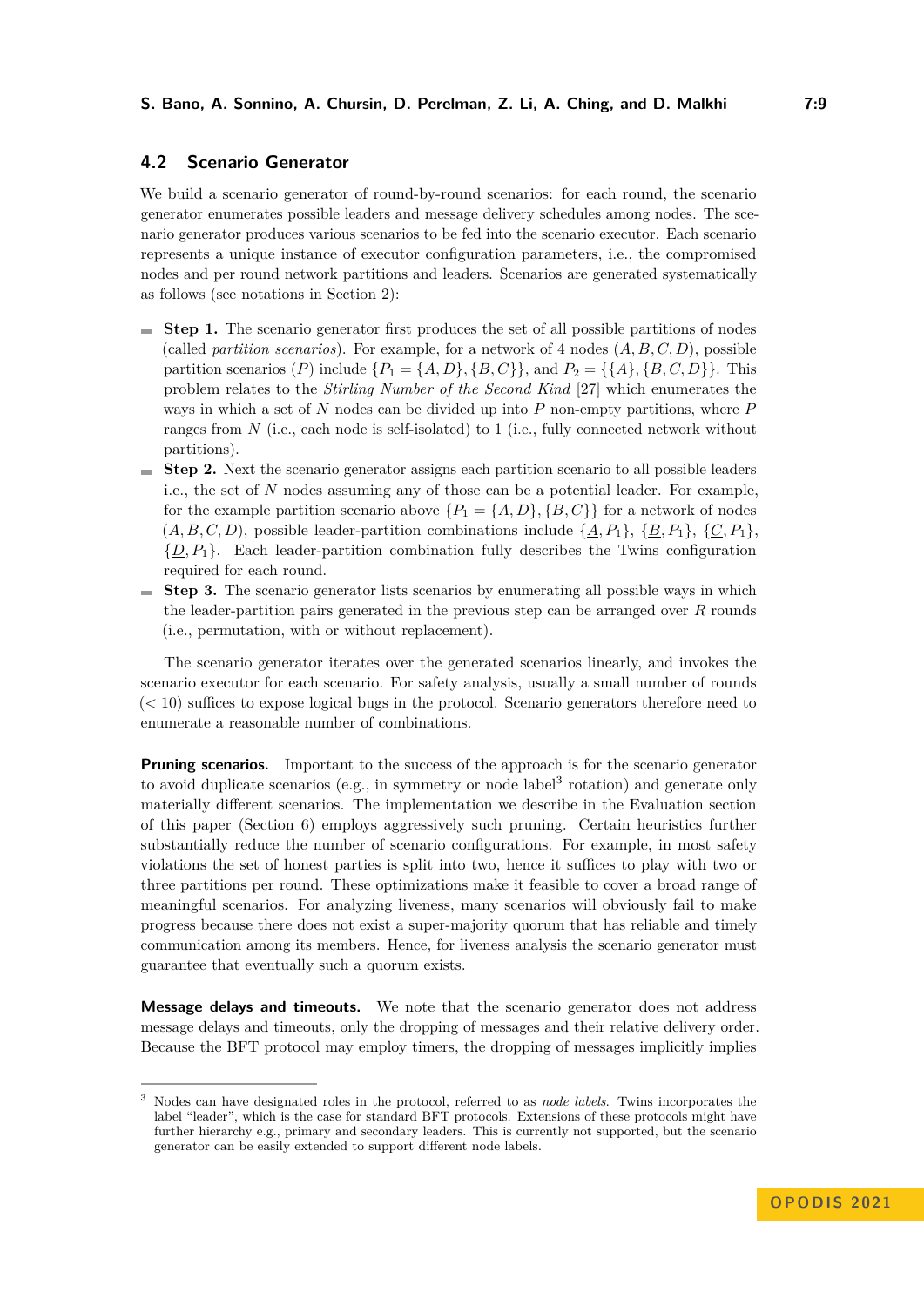## 4.2 Scenario Generator

We build a scenario generator of round-by-round scenarios: for each round, the scenario generator enumerates possible leaders and message delivery schedules among nodes. The scenario generator produces various scenarios to be fed into the scenario executor. Each scenario represents a unique instance of executor configuration parameters, i.e., the compromised nodes and per round network partitions and leaders. Scenarios are generated systematically as follows (see notations in Section 2):

- **Step 1.** The scenario generator first produces the set of all possible partitions of nodes (called *partition scenarios*). For example, for a network of 4 nodes $(A, B, C, D)$, possible partition scenarios $(P)$ include $\{P_1 = \{A, D\}, \{B, C\}\}$, and $P_2 = \{\{A\}, \{B, C, D\}\}$. This problem relates to the *Stirling Number of the Second Kind* [27] which enumerates the ways in which a set of $N$ nodes can be divided up into $P$ non-empty partitions, where $P$ ranges from $N$ (i.e., each node is self-isolated) to 1 (i.e., fully connected network without partitions).
- **Step 2.** Next the scenario generator assigns each partition scenario to all possible leaders i.e., the set of $N$ nodes assuming any of those can be a potential leader. For example, for the example partition scenario above $\{P_1 = \{A, D\}, \{B, C\}\}$ for a network of nodes $(A, B, C, D)$, possible leader-partition combinations include $\{\underline{A}, P_1\}$, $\{\underline{B}, P_1\}$, $\{\underline{C}, P_1\}$, $\{\underline{D}, P_1\}$. Each leader-partition combination fully describes the Twins configuration required for each round.
- **Step 3.** The scenario generator lists scenarios by enumerating all possible ways in which the leader-partition pairs generated in the previous step can be arranged over $R$ rounds (i.e., permutation, with or without replacement).

The scenario generator iterates over the generated scenarios linearly, and invokes the scenario executor for each scenario. For safety analysis, usually a small number of rounds ($< 10$) suffices to expose logical bugs in the protocol. Scenario generators therefore need to enumerate a reasonable number of combinations.

**Pruning scenarios.** Important to the success of the approach is for the scenario generator to avoid duplicate scenarios (e.g., in symmetry or node label[3] rotation) and generate only materially different scenarios. The implementation we describe in the Evaluation section of this paper (Section 6) employs aggressively such pruning. Certain heuristics further substantially reduce the number of scenario configurations. For example, in most safety violations the set of honest parties is split into two, hence it suffices to play with two or three partitions per round. These optimizations make it feasible to cover a broad range of meaningful scenarios. For analyzing liveness, many scenarios will obviously fail to make progress because there does not exist a super-majority quorum that has reliable and timely communication among its members. Hence, for liveness analysis the scenario generator must guarantee that eventually such a quorum exists.

**Message delays and timeouts.** We note that the scenario generator does not address message delays and timeouts, only the dropping of messages and their relative delivery order. Because the BFT protocol may employ timers, the dropping of messages implicitly implies

---

[3] Nodes can have designated roles in the protocol, referred to as *node labels*. Twins incorporates the label "leader", which is the case for standard BFT protocols. Extensions of these protocols might have further hierarchy e.g., primary and secondary leaders. This is currently not supported, but the scenario generator can be easily extended to support different node labels.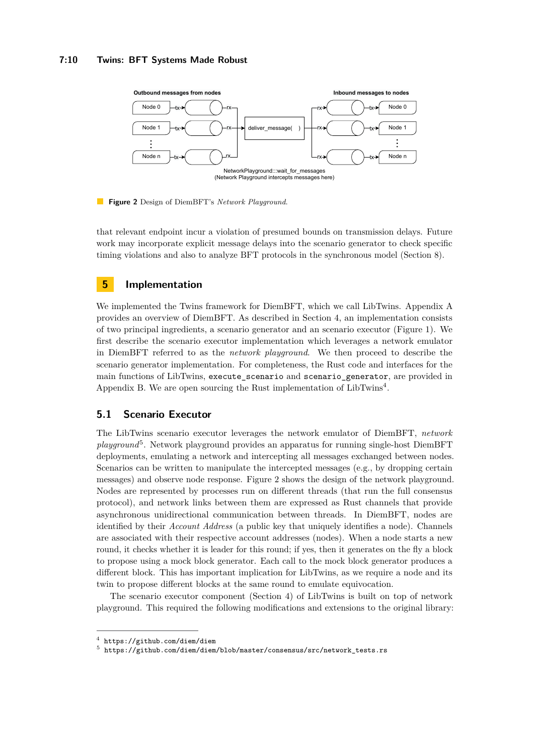Outbound messages from nodes

Inbound messages to nodes

NetworkPlayground:::wait_for_messages
(Network Playground intercepts messages here)

**Figure 2** Design of DiemBFT's *Network Playground*.

that relevant endpoint incur a violation of presumed bounds on transmission delays. Future work may incorporate explicit message delays into the scenario generator to check specific timing violations and also to analyze BFT protocols in the synchronous model (Section 8).

## 5 Implementation

We implemented the Twins framework for DiemBFT, which we call LibTwins. Appendix A provides an overview of DiemBFT. As described in Section 4, an implementation consists of two principal ingredients, a scenario generator and an scenario executor (Figure 1). We first describe the scenario executor implementation which leverages a network emulator in DiemBFT referred to as the *network playground*. We then proceed to describe the scenario generator implementation. For completeness, the Rust code and interfaces for the main functions of LibTwins, `execute_scenario` and `scenario_generator`, are provided in Appendix B. We are open sourcing the Rust implementation of LibTwins[4].

### 5.1 Scenario Executor

The LibTwins scenario executor leverages the network emulator of DiemBFT, *network playground*[5]. Network playground provides an apparatus for running single-host DiemBFT deployments, emulating a network and intercepting all messages exchanged between nodes. Scenarios can be written to manipulate the intercepted messages (e.g., by dropping certain messages) and observe node response. Figure 2 shows the design of the network playground. Nodes are represented by processes run on different threads (that run the full consensus protocol), and network links between them are expressed as Rust channels that provide asynchronous unidirectional communication between threads. In DiemBFT, nodes are identified by their *Account Address* (a public key that uniquely identifies a node). Channels are associated with their respective account addresses (nodes). When a node starts a new round, it checks whether it is leader for this round; if yes, then it generates on the fly a block to propose using a mock block generator. Each call to the mock block generator produces a different block. This has important implication for LibTwins, as we require a node and its twin to propose different blocks at the same round to emulate equivocation.

The scenario executor component (Section 4) of LibTwins is built on top of network playground. This required the following modifications and extensions to the original library:

---

[4] `https://github.com/diem/diem`

[5] `https://github.com/diem/diem/blob/master/consensus/src/network_tests.rs`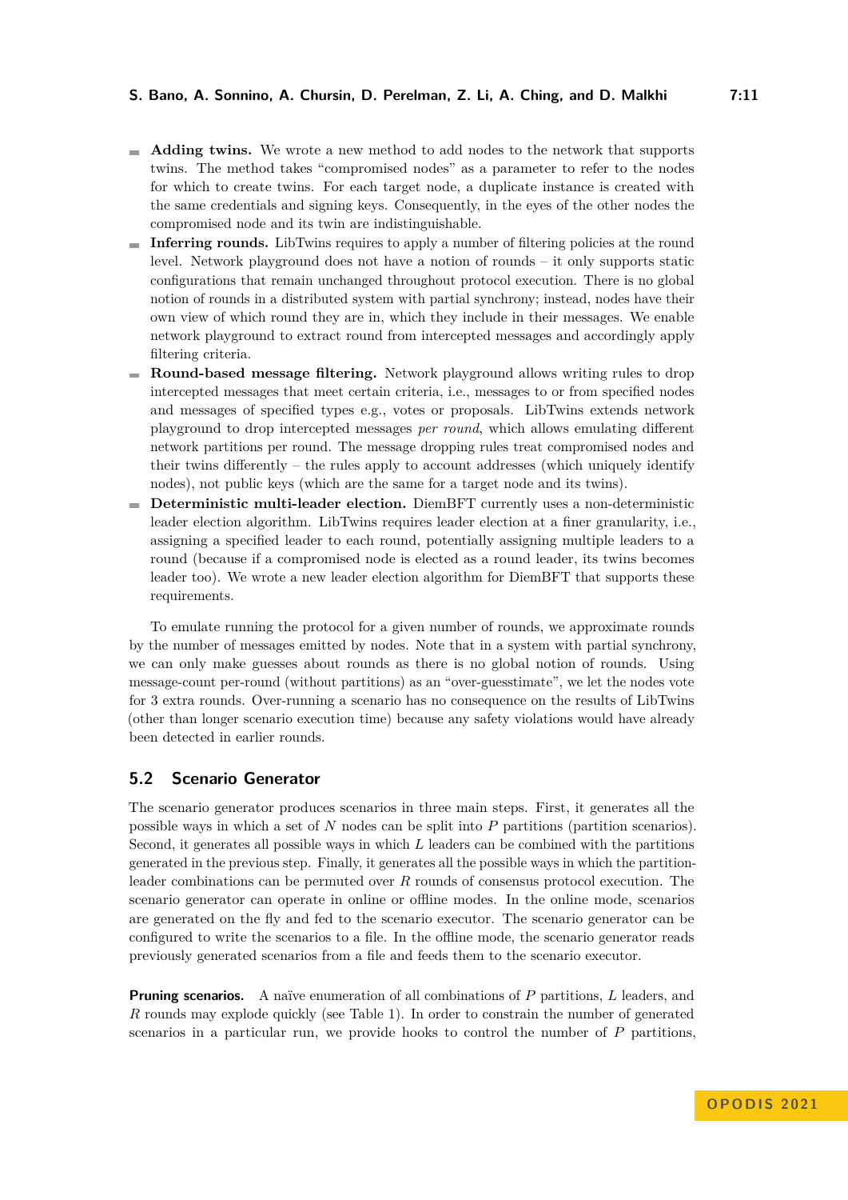- **Adding twins.** We wrote a new method to add nodes to the network that supports twins. The method takes "compromised nodes" as a parameter to refer to the nodes for which to create twins. For each target node, a duplicate instance is created with the same credentials and signing keys. Consequently, in the eyes of the other nodes the compromised node and its twin are indistinguishable.
- **Inferring rounds.** LibTwins requires to apply a number of filtering policies at the round level. Network playground does not have a notion of rounds – it only supports static configurations that remain unchanged throughout protocol execution. There is no global notion of rounds in a distributed system with partial synchrony; instead, nodes have their own view of which round they are in, which they include in their messages. We enable network playground to extract round from intercepted messages and accordingly apply filtering criteria.
- **Round-based message filtering.** Network playground allows writing rules to drop intercepted messages that meet certain criteria, i.e., messages to or from specified nodes and messages of specified types e.g., votes or proposals. LibTwins extends network playground to drop intercepted messages *per round*, which allows emulating different network partitions per round. The message dropping rules treat compromised nodes and their twins differently – the rules apply to account addresses (which uniquely identify nodes), not public keys (which are the same for a target node and its twins).
- **Deterministic multi-leader election.** DiemBFT currently uses a non-deterministic leader election algorithm. LibTwins requires leader election at a finer granularity, i.e., assigning a specified leader to each round, potentially assigning multiple leaders to a round (because if a compromised node is elected as a round leader, its twins becomes leader too). We wrote a new leader election algorithm for DiemBFT that supports these requirements.

To emulate running the protocol for a given number of rounds, we approximate rounds by the number of messages emitted by nodes. Note that in a system with partial synchrony, we can only make guesses about rounds as there is no global notion of rounds. Using message-count per-round (without partitions) as an "over-guesstimate", we let the nodes vote for 3 extra rounds. Over-running a scenario has no consequence on the results of LibTwins (other than longer scenario execution time) because any safety violations would have already been detected in earlier rounds.

## 5.2 Scenario Generator

The scenario generator produces scenarios in three main steps. First, it generates all the possible ways in which a set of $N$ nodes can be split into $P$ partitions (partition scenarios). Second, it generates all possible ways in which $L$ leaders can be combined with the partitions generated in the previous step. Finally, it generates all the possible ways in which the partition-leader combinations can be permuted over $R$ rounds of consensus protocol execution. The scenario generator can operate in online or offline modes. In the online mode, scenarios are generated on the fly and fed to the scenario executor. The scenario generator can be configured to write the scenarios to a file. In the offline mode, the scenario generator reads previously generated scenarios from a file and feeds them to the scenario executor.

**Pruning scenarios.** A naïve enumeration of all combinations of $P$ partitions, $L$ leaders, and $R$ rounds may explode quickly (see Table 1). In order to constrain the number of generated scenarios in a particular run, we provide hooks to control the number of $P$ partitions,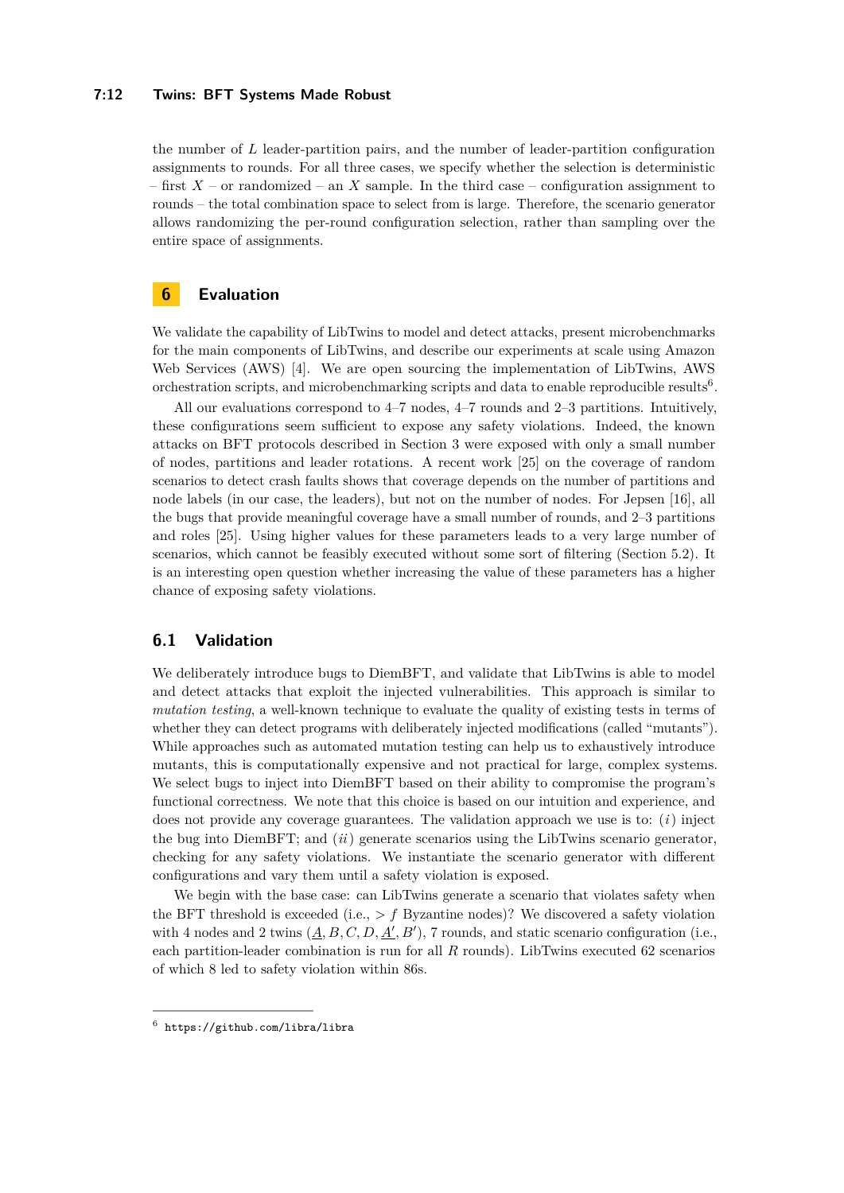the number of $L$ leader-partition pairs, and the number of leader-partition configuration assignments to rounds. For all three cases, we specify whether the selection is deterministic – first $X$ – or randomized – an $X$ sample. In the third case – configuration assignment to rounds – the total combination space to select from is large. Therefore, the scenario generator allows randomizing the per-round configuration selection, rather than sampling over the entire space of assignments.

## 6 Evaluation

We validate the capability of LibTwins to model and detect attacks, present microbenchmarks for the main components of LibTwins, and describe our experiments at scale using Amazon Web Services (AWS) [4]. We are open sourcing the implementation of LibTwins, AWS orchestration scripts, and microbenchmarking scripts and data to enable reproducible results[6].

All our evaluations correspond to 4–7 nodes, 4–7 rounds and 2–3 partitions. Intuitively, these configurations seem sufficient to expose any safety violations. Indeed, the known attacks on BFT protocols described in Section 3 were exposed with only a small number of nodes, partitions and leader rotations. A recent work [25] on the coverage of random scenarios to detect crash faults shows that coverage depends on the number of partitions and node labels (in our case, the leaders), but not on the number of nodes. For Jepsen [16], all the bugs that provide meaningful coverage have a small number of rounds, and 2–3 partitions and roles [25]. Using higher values for these parameters leads to a very large number of scenarios, which cannot be feasibly executed without some sort of filtering (Section 5.2). It is an interesting open question whether increasing the value of these parameters has a higher chance of exposing safety violations.

### 6.1 Validation

We deliberately introduce bugs to DiemBFT, and validate that LibTwins is able to model and detect attacks that exploit the injected vulnerabilities. This approach is similar to *mutation testing*, a well-known technique to evaluate the quality of existing tests in terms of whether they can detect programs with deliberately injected modifications (called "mutants"). While approaches such as automated mutation testing can help us to exhaustively introduce mutants, this is computationally expensive and not practical for large, complex systems. We select bugs to inject into DiemBFT based on their ability to compromise the program's functional correctness. We note that this choice is based on our intuition and experience, and does not provide any coverage guarantees. The validation approach we use is to: (*i*) inject the bug into DiemBFT; and (*ii*) generate scenarios using the LibTwins scenario generator, checking for any safety violations. We instantiate the scenario generator with different configurations and vary them until a safety violation is exposed.

We begin with the base case: can LibTwins generate a scenario that violates safety when the BFT threshold is exceeded (i.e., $> f$ Byzantine nodes)? We discovered a safety violation with 4 nodes and 2 twins ($\underline{A}, B, C, D, \underline{A'}, B'$), 7 rounds, and static scenario configuration (i.e., each partition-leader combination is run for all $R$ rounds). LibTwins executed 62 scenarios of which 8 led to safety violation within 86s.

[6] https://github.com/libra/libra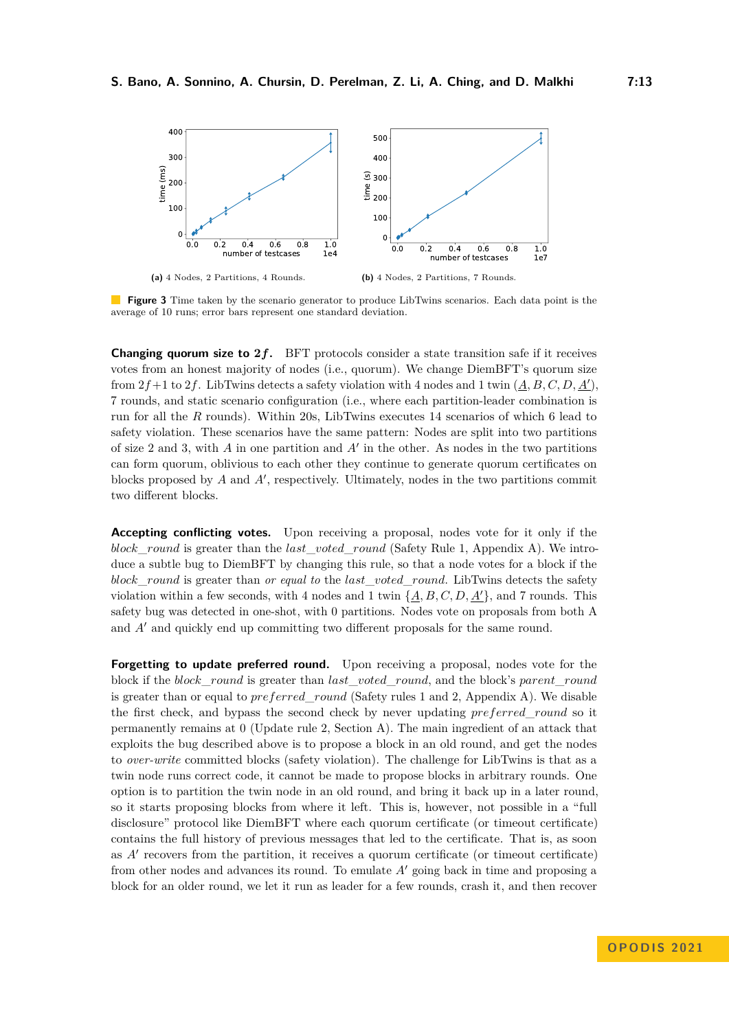**(a)** 4 Nodes, 2 Partitions, 4 Rounds.

**(b)** 4 Nodes, 2 Partitions, 7 Rounds.

**Figure 3** Time taken by the scenario generator to produce LibTwins scenarios. Each data point is the average of 10 runs; error bars represent one standard deviation.

**Changing quorum size to $2f$.** BFT protocols consider a state transition safe if it receives votes from an honest majority of nodes (i.e., quorum). We change DiemBFT's quorum size from $2f+1$ to $2f$. LibTwins detects a safety violation with 4 nodes and 1 twin ($\underline{A}, B, C, D, \underline{A'}$), 7 rounds, and static scenario configuration (i.e., where each partition-leader combination is run for all the $R$ rounds). Within 20s, LibTwins executes 14 scenarios of which 6 lead to safety violation. These scenarios have the same pattern: Nodes are split into two partitions of size 2 and 3, with $A$ in one partition and $A'$ in the other. As nodes in the two partitions can form quorum, oblivious to each other they continue to generate quorum certificates on blocks proposed by $A$ and $A'$, respectively. Ultimately, nodes in the two partitions commit two different blocks.

**Accepting conflicting votes.** Upon receiving a proposal, nodes vote for it only if the *block_round* is greater than the *last_voted_round* (Safety Rule 1, Appendix A). We introduce a subtle bug to DiemBFT by changing this rule, so that a node votes for a block if the *block_round* is greater than *or equal to* the *last_voted_round*. LibTwins detects the safety violation within a few seconds, with 4 nodes and 1 twin $\{\underline{A}, B, C, D, \underline{A'}\}$, and 7 rounds. This safety bug was detected in one-shot, with 0 partitions. Nodes vote on proposals from both A and $A'$ and quickly end up committing two different proposals for the same round.

**Forgetting to update preferred round.** Upon receiving a proposal, nodes vote for the block if the *block_round* is greater than *last_voted_round*, and the block's *parent_round* is greater than or equal to *preferred_round* (Safety rules 1 and 2, Appendix A). We disable the first check, and bypass the second check by never updating *preferred_round* so it permanently remains at 0 (Update rule 2, Section A). The main ingredient of an attack that exploits the bug described above is to propose a block in an old round, and get the nodes to *over-write* committed blocks (safety violation). The challenge for LibTwins is that as a twin node runs correct code, it cannot be made to propose blocks in arbitrary rounds. One option is to partition the twin node in an old round, and bring it back up in a later round, so it starts proposing blocks from where it left. This is, however, not possible in a "full disclosure" protocol like DiemBFT where each quorum certificate (or timeout certificate) contains the full history of previous messages that led to the certificate. That is, as soon as $A'$ recovers from the partition, it receives a quorum certificate (or timeout certificate) from other nodes and advances its round. To emulate $A'$ going back in time and proposing a block for an older round, we let it run as leader for a few rounds, crash it, and then recover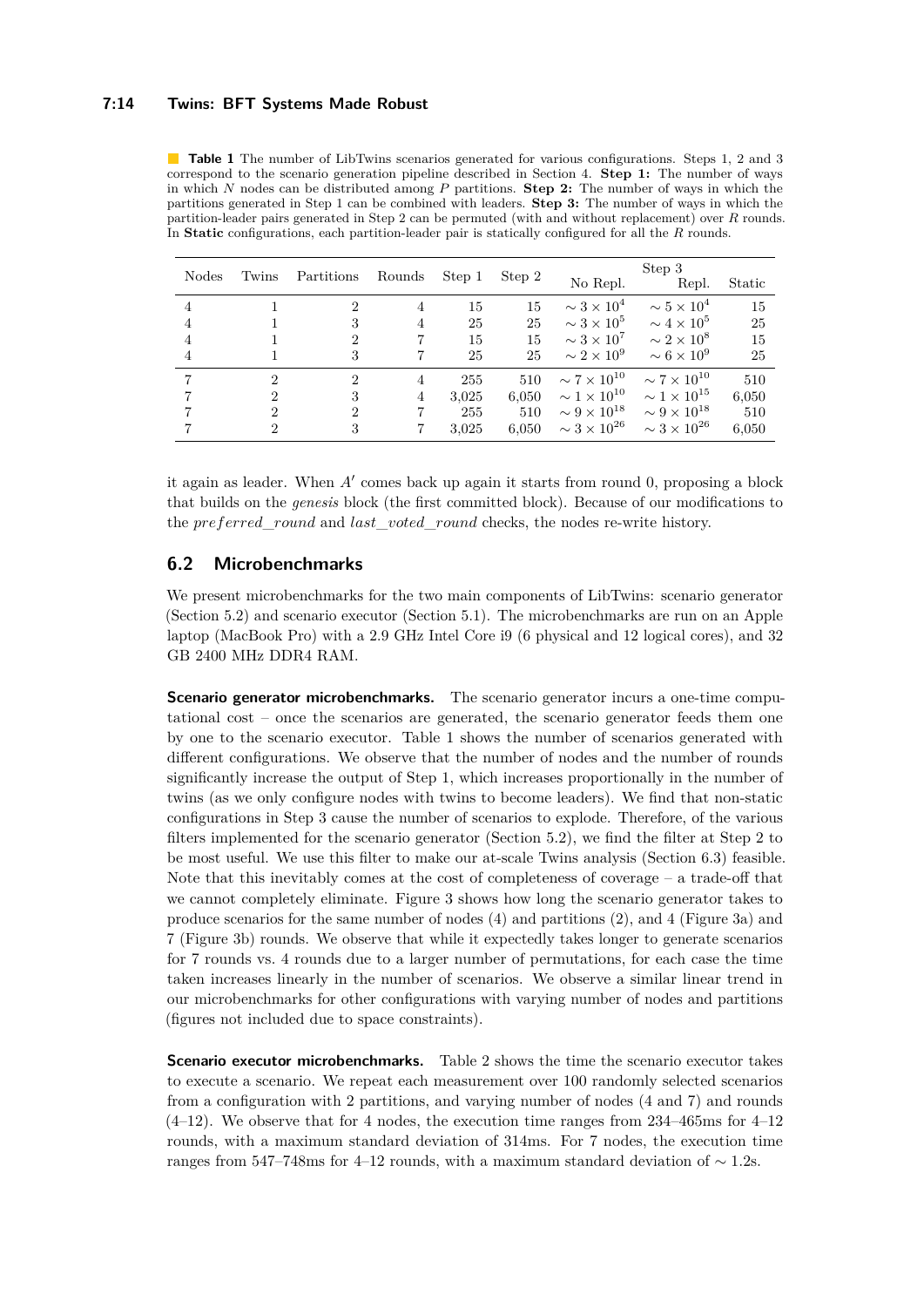**Table 1** The number of LibTwins scenarios generated for various configurations. Steps 1, 2 and 3 correspond to the scenario generation pipeline described in Section 4. **Step 1:** The number of ways in which $N$ nodes can be distributed among $P$ partitions. **Step 2:** The number of ways in which the partitions generated in Step 1 can be combined with leaders. **Step 3:** The number of ways in which the partition-leader pairs generated in Step 2 can be permuted (with and without replacement) over $R$ rounds. In **Static** configurations, each partition-leader pair is statically configured for all the $R$ rounds.

| Nodes | Twins | Partitions | Rounds | Step 1 | Step 2 | Step 3 No Repl. | Step 3 Repl. | Static |
|---|---|---|---|---|---|---|---|---|
| 4 | 1 | 2 | 4 | 15 | 15 | $\sim 3 \times 10^4$ | $\sim 5 \times 10^4$ | 15 |
| 4 | 1 | 3 | 4 | 25 | 25 | $\sim 3 \times 10^5$ | $\sim 4 \times 10^5$ | 25 |
| 4 | 1 | 2 | 7 | 15 | 15 | $\sim 3 \times 10^7$ | $\sim 2 \times 10^8$ | 15 |
| 4 | 1 | 3 | 7 | 25 | 25 | $\sim 2 \times 10^9$ | $\sim 6 \times 10^9$ | 25 |
| 7 | 2 | 2 | 4 | 255 | 510 | $\sim 7 \times 10^{10}$ | $\sim 7 \times 10^{10}$ | 510 |
| 7 | 2 | 3 | 4 | 3,025 | 6,050 | $\sim 1 \times 10^{10}$ | $\sim 1 \times 10^{15}$ | 6,050 |
| 7 | 2 | 2 | 7 | 255 | 510 | $\sim 9 \times 10^{18}$ | $\sim 9 \times 10^{18}$ | 510 |
| 7 | 2 | 3 | 7 | 3,025 | 6,050 | $\sim 3 \times 10^{26}$ | $\sim 3 \times 10^{26}$ | 6,050 |

it again as leader. When $A'$ comes back up again it starts from round 0, proposing a block that builds on the *genesis* block (the first committed block). Because of our modifications to the *preferred_round* and *last_voted_round* checks, the nodes re-write history.

## 6.2 Microbenchmarks

We present microbenchmarks for the two main components of LibTwins: scenario generator (Section 5.2) and scenario executor (Section 5.1). The microbenchmarks are run on an Apple laptop (MacBook Pro) with a 2.9 GHz Intel Core i9 (6 physical and 12 logical cores), and 32 GB 2400 MHz DDR4 RAM.

**Scenario generator microbenchmarks.** The scenario generator incurs a one-time computational cost – once the scenarios are generated, the scenario generator feeds them one by one to the scenario executor. Table 1 shows the number of scenarios generated with different configurations. We observe that the number of nodes and the number of rounds significantly increase the output of Step 1, which increases proportionally in the number of twins (as we only configure nodes with twins to become leaders). We find that non-static configurations in Step 3 cause the number of scenarios to explode. Therefore, of the various filters implemented for the scenario generator (Section 5.2), we find the filter at Step 2 to be most useful. We use this filter to make our at-scale Twins analysis (Section 6.3) feasible. Note that this inevitably comes at the cost of completeness of coverage – a trade-off that we cannot completely eliminate. Figure 3 shows how long the scenario generator takes to produce scenarios for the same number of nodes (4) and partitions (2), and 4 (Figure 3a) and 7 (Figure 3b) rounds. We observe that while it expectedly takes longer to generate scenarios for 7 rounds vs. 4 rounds due to a larger number of permutations, for each case the time taken increases linearly in the number of scenarios. We observe a similar linear trend in our microbenchmarks for other configurations with varying number of nodes and partitions (figures not included due to space constraints).

**Scenario executor microbenchmarks.** Table 2 shows the time the scenario executor takes to execute a scenario. We repeat each measurement over 100 randomly selected scenarios from a configuration with 2 partitions, and varying number of nodes (4 and 7) and rounds (4–12). We observe that for 4 nodes, the execution time ranges from 234–465ms for 4–12 rounds, with a maximum standard deviation of 314ms. For 7 nodes, the execution time ranges from 547–748ms for 4–12 rounds, with a maximum standard deviation of $\sim$ 1.2s.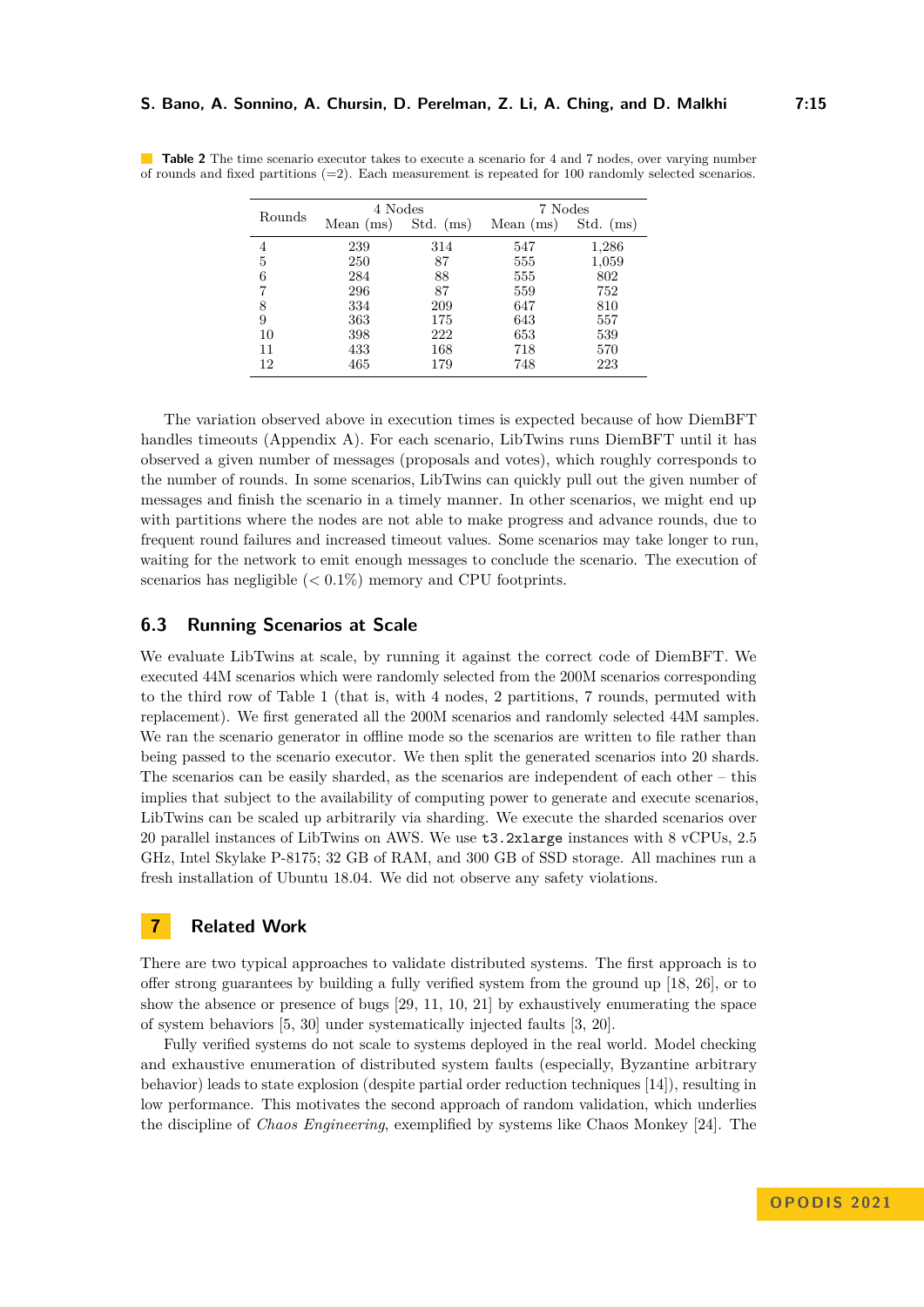**Table 2** The time scenario executor takes to execute a scenario for 4 and 7 nodes, over varying number of rounds and fixed partitions (=2). Each measurement is repeated for 100 randomly selected scenarios.

| Rounds | 4 Nodes | | 7 Nodes | |
|---|---|---|---|---|
| | Mean (ms) | Std. (ms) | Mean (ms) | Std. (ms) |
| 4 | 239 | 314 | 547 | 1,286 |
| 5 | 250 | 87 | 555 | 1,059 |
| 6 | 284 | 88 | 555 | 802 |
| 7 | 296 | 87 | 559 | 752 |
| 8 | 334 | 209 | 647 | 810 |
| 9 | 363 | 175 | 643 | 557 |
| 10 | 398 | 222 | 653 | 539 |
| 11 | 433 | 168 | 718 | 570 |
| 12 | 465 | 179 | 748 | 223 |

The variation observed above in execution times is expected because of how DiemBFT handles timeouts (Appendix A). For each scenario, LibTwins runs DiemBFT until it has observed a given number of messages (proposals and votes), which roughly corresponds to the number of rounds. In some scenarios, LibTwins can quickly pull out the given number of messages and finish the scenario in a timely manner. In other scenarios, we might end up with partitions where the nodes are not able to make progress and advance rounds, due to frequent round failures and increased timeout values. Some scenarios may take longer to run, waiting for the network to emit enough messages to conclude the scenario. The execution of scenarios has negligible ($< 0.1\%$) memory and CPU footprints.

## 6.3 Running Scenarios at Scale

We evaluate LibTwins at scale, by running it against the correct code of DiemBFT. We executed 44M scenarios which were randomly selected from the 200M scenarios corresponding to the third row of Table 1 (that is, with 4 nodes, 2 partitions, 7 rounds, permuted with replacement). We first generated all the 200M scenarios and randomly selected 44M samples. We ran the scenario generator in offline mode so the scenarios are written to file rather than being passed to the scenario executor. We then split the generated scenarios into 20 shards. The scenarios can be easily sharded, as the scenarios are independent of each other – this implies that subject to the availability of computing power to generate and execute scenarios, LibTwins can be scaled up arbitrarily via sharding. We execute the sharded scenarios over 20 parallel instances of LibTwins on AWS. We use `t3.2xlarge` instances with 8 vCPUs, 2.5 GHz, Intel Skylake P-8175; 32 GB of RAM, and 300 GB of SSD storage. All machines run a fresh installation of Ubuntu 18.04. We did not observe any safety violations.

# 7 Related Work

There are two typical approaches to validate distributed systems. The first approach is to offer strong guarantees by building a fully verified system from the ground up [18, 26], or to show the absence or presence of bugs [29, 11, 10, 21] by exhaustively enumerating the space of system behaviors [5, 30] under systematically injected faults [3, 20].

Fully verified systems do not scale to systems deployed in the real world. Model checking and exhaustive enumeration of distributed system faults (especially, Byzantine arbitrary behavior) leads to state explosion (despite partial order reduction techniques [14]), resulting in low performance. This motivates the second approach of random validation, which underlies the discipline of *Chaos Engineering*, exemplified by systems like Chaos Monkey [24]. The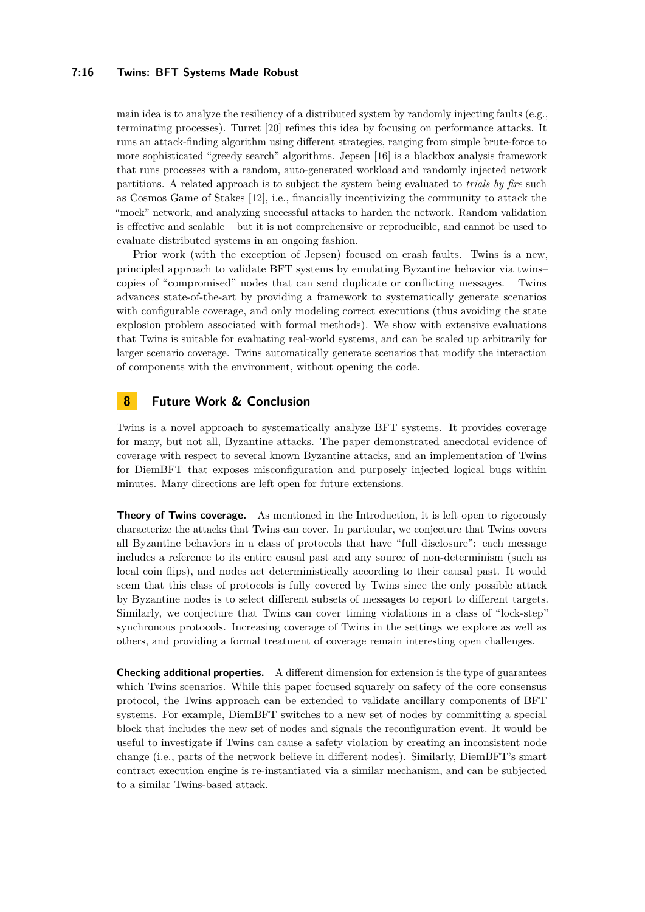main idea is to analyze the resiliency of a distributed system by randomly injecting faults (e.g., terminating processes). Turret [20] refines this idea by focusing on performance attacks. It runs an attack-finding algorithm using different strategies, ranging from simple brute-force to more sophisticated "greedy search" algorithms. Jepsen [16] is a blackbox analysis framework that runs processes with a random, auto-generated workload and randomly injected network partitions. A related approach is to subject the system being evaluated to *trials by fire* such as Cosmos Game of Stakes [12], i.e., financially incentivizing the community to attack the "mock" network, and analyzing successful attacks to harden the network. Random validation is effective and scalable – but it is not comprehensive or reproducible, and cannot be used to evaluate distributed systems in an ongoing fashion.

Prior work (with the exception of Jepsen) focused on crash faults. Twins is a new, principled approach to validate BFT systems by emulating Byzantine behavior via twins–copies of "compromised" nodes that can send duplicate or conflicting messages. Twins advances state-of-the-art by providing a framework to systematically generate scenarios with configurable coverage, and only modeling correct executions (thus avoiding the state explosion problem associated with formal methods). We show with extensive evaluations that Twins is suitable for evaluating real-world systems, and can be scaled up arbitrarily for larger scenario coverage. Twins automatically generate scenarios that modify the interaction of components with the environment, without opening the code.

## 8 Future Work & Conclusion

Twins is a novel approach to systematically analyze BFT systems. It provides coverage for many, but not all, Byzantine attacks. The paper demonstrated anecdotal evidence of coverage with respect to several known Byzantine attacks, and an implementation of Twins for DiemBFT that exposes misconfiguration and purposely injected logical bugs within minutes. Many directions are left open for future extensions.

**Theory of Twins coverage.** As mentioned in the Introduction, it is left open to rigorously characterize the attacks that Twins can cover. In particular, we conjecture that Twins covers all Byzantine behaviors in a class of protocols that have "full disclosure": each message includes a reference to its entire causal past and any source of non-determinism (such as local coin flips), and nodes act deterministically according to their causal past. It would seem that this class of protocols is fully covered by Twins since the only possible attack by Byzantine nodes is to select different subsets of messages to report to different targets. Similarly, we conjecture that Twins can cover timing violations in a class of "lock-step" synchronous protocols. Increasing coverage of Twins in the settings we explore as well as others, and providing a formal treatment of coverage remain interesting open challenges.

**Checking additional properties.** A different dimension for extension is the type of guarantees which Twins scenarios. While this paper focused squarely on safety of the core consensus protocol, the Twins approach can be extended to validate ancillary components of BFT systems. For example, DiemBFT switches to a new set of nodes by committing a special block that includes the new set of nodes and signals the reconfiguration event. It would be useful to investigate if Twins can cause a safety violation by creating an inconsistent node change (i.e., parts of the network believe in different nodes). Similarly, DiemBFT's smart contract execution engine is re-instantiated via a similar mechanism, and can be subjected to a similar Twins-based attack.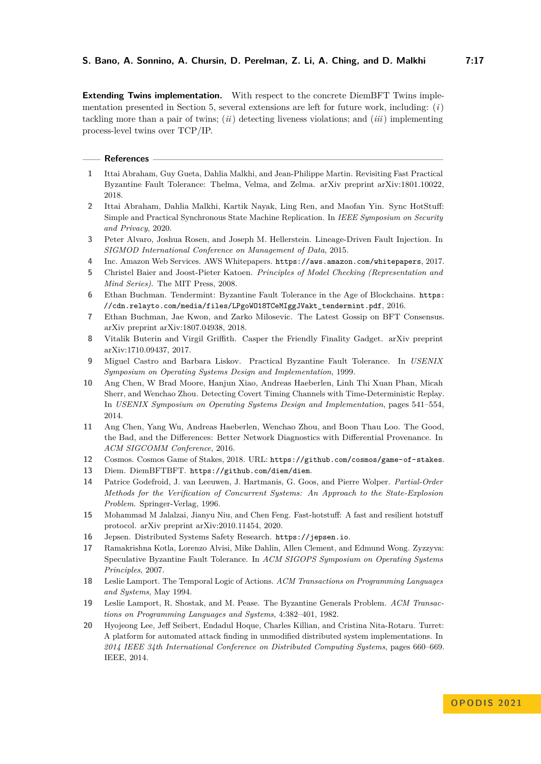**Extending Twins implementation.** With respect to the concrete DiemBFT Twins implementation presented in Section 5, several extensions are left for future work, including: (*i*) tackling more than a pair of twins; (*ii*) detecting liveness violations; and (*iii*) implementing process-level twins over TCP/IP.

## References

1. Ittai Abraham, Guy Gueta, Dahlia Malkhi, and Jean-Philippe Martin. Revisiting Fast Practical Byzantine Fault Tolerance: Thelma, Velma, and Zelma. arXiv preprint arXiv:1801.10022, 2018.
2. Ittai Abraham, Dahlia Malkhi, Kartik Nayak, Ling Ren, and Maofan Yin. Sync HotStuff: Simple and Practical Synchronous State Machine Replication. In *IEEE Symposium on Security and Privacy*, 2020.
3. Peter Alvaro, Joshua Rosen, and Joseph M. Hellerstein. Lineage-Driven Fault Injection. In *SIGMOD International Conference on Management of Data*, 2015.
4. Inc. Amazon Web Services. AWS Whitepapers. `https://aws.amazon.com/whitepapers`, 2017.
5. Christel Baier and Joost-Pieter Katoen. *Principles of Model Checking (Representation and Mind Series)*. The MIT Press, 2008.
6. Ethan Buchman. Tendermint: Byzantine Fault Tolerance in the Age of Blockchains. `https://cdn.relayto.com/media/files/LPgoWO18TCeMIggJVakt_tendermint.pdf`, 2016.
7. Ethan Buchman, Jae Kwon, and Zarko Milosevic. The Latest Gossip on BFT Consensus. arXiv preprint arXiv:1807.04938, 2018.
8. Vitalik Buterin and Virgil Griffith. Casper the Friendly Finality Gadget. arXiv preprint arXiv:1710.09437, 2017.
9. Miguel Castro and Barbara Liskov. Practical Byzantine Fault Tolerance. In *USENIX Symposium on Operating Systems Design and Implementation*, 1999.
10. Ang Chen, W Brad Moore, Hanjun Xiao, Andreas Haeberlen, Linh Thi Xuan Phan, Micah Sherr, and Wenchao Zhou. Detecting Covert Timing Channels with Time-Deterministic Replay. In *USENIX Symposium on Operating Systems Design and Implementation*, pages 541–554, 2014.
11. Ang Chen, Yang Wu, Andreas Haeberlen, Wenchao Zhou, and Boon Thau Loo. The Good, the Bad, and the Differences: Better Network Diagnostics with Differential Provenance. In *ACM SIGCOMM Conference*, 2016.
12. Cosmos. Cosmos Game of Stakes, 2018. URL: `https://github.com/cosmos/game-of-stakes`.
13. Diem. DiemBFTBFT. `https://github.com/diem/diem`.
14. Patrice Godefroid, J. van Leeuwen, J. Hartmanis, G. Goos, and Pierre Wolper. *Partial-Order Methods for the Verification of Concurrent Systems: An Approach to the State-Explosion Problem*. Springer-Verlag, 1996.
15. Mohammad M Jalalzai, Jianyu Niu, and Chen Feng. Fast-hotstuff: A fast and resilient hotstuff protocol. arXiv preprint arXiv:2010.11454, 2020.
16. Jepsen. Distributed Systems Safety Research. `https://jepsen.io`.
17. Ramakrishna Kotla, Lorenzo Alvisi, Mike Dahlin, Allen Clement, and Edmund Wong. Zyzzyva: Speculative Byzantine Fault Tolerance. In *ACM SIGOPS Symposium on Operating Systems Principles*, 2007.
18. Leslie Lamport. The Temporal Logic of Actions. *ACM Transactions on Programming Languages and Systems*, May 1994.
19. Leslie Lamport, R. Shostak, and M. Pease. The Byzantine Generals Problem. *ACM Transactions on Programming Languages and Systems*, 4:382–401, 1982.
20. Hyojeong Lee, Jeff Seibert, Endadul Hoque, Charles Killian, and Cristina Nita-Rotaru. Turret: A platform for automated attack finding in unmodified distributed system implementations. In *2014 IEEE 34th International Conference on Distributed Computing Systems*, pages 660–669. IEEE, 2014.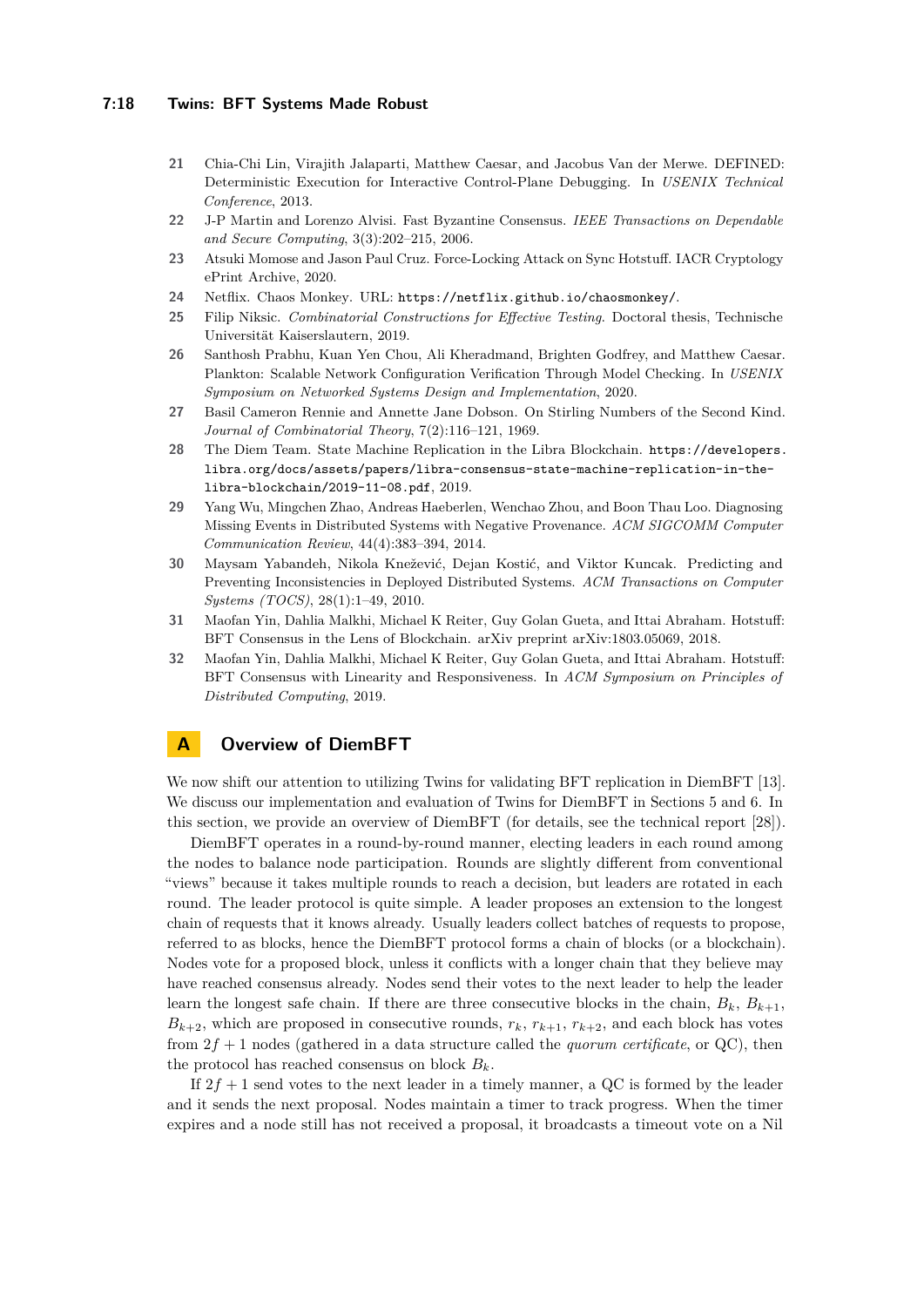21 Chia-Chi Lin, Virajith Jalaparti, Matthew Caesar, and Jacobus Van der Merwe. DEFINED: Deterministic Execution for Interactive Control-Plane Debugging. In *USENIX Technical Conference*, 2013.

22 J-P Martin and Lorenzo Alvisi. Fast Byzantine Consensus. *IEEE Transactions on Dependable and Secure Computing*, 3(3):202–215, 2006.

23 Atsuki Momose and Jason Paul Cruz. Force-Locking Attack on Sync Hotstuff. IACR Cryptology ePrint Archive, 2020.

24 Netflix. Chaos Monkey. URL: `https://netflix.github.io/chaosmonkey/`.

25 Filip Niksic. *Combinatorial Constructions for Effective Testing*. Doctoral thesis, Technische Universität Kaiserslautern, 2019.

26 Santhosh Prabhu, Kuan Yen Chou, Ali Kheradmand, Brighten Godfrey, and Matthew Caesar. Plankton: Scalable Network Configuration Verification Through Model Checking. In *USENIX Symposium on Networked Systems Design and Implementation*, 2020.

27 Basil Cameron Rennie and Annette Jane Dobson. On Stirling Numbers of the Second Kind. *Journal of Combinatorial Theory*, 7(2):116–121, 1969.

28 The Diem Team. State Machine Replication in the Libra Blockchain. `https://developers.libra.org/docs/assets/papers/libra-consensus-state-machine-replication-in-the-libra-blockchain/2019-11-08.pdf`, 2019.

29 Yang Wu, Mingchen Zhao, Andreas Haeberlen, Wenchao Zhou, and Boon Thau Loo. Diagnosing Missing Events in Distributed Systems with Negative Provenance. *ACM SIGCOMM Computer Communication Review*, 44(4):383–394, 2014.

30 Maysam Yabandeh, Nikola Knežević, Dejan Kostić, and Viktor Kuncak. Predicting and Preventing Inconsistencies in Deployed Distributed Systems. *ACM Transactions on Computer Systems (TOCS)*, 28(1):1–49, 2010.

31 Maofan Yin, Dahlia Malkhi, Michael K Reiter, Guy Golan Gueta, and Ittai Abraham. Hotstuff: BFT Consensus in the Lens of Blockchain. arXiv preprint arXiv:1803.05069, 2018.

32 Maofan Yin, Dahlia Malkhi, Michael K Reiter, Guy Golan Gueta, and Ittai Abraham. Hotstuff: BFT Consensus with Linearity and Responsiveness. In *ACM Symposium on Principles of Distributed Computing*, 2019.

# A Overview of DiemBFT

We now shift our attention to utilizing Twins for validating BFT replication in DiemBFT [13]. We discuss our implementation and evaluation of Twins for DiemBFT in Sections 5 and 6. In this section, we provide an overview of DiemBFT (for details, see the technical report [28]).

DiemBFT operates in a round-by-round manner, electing leaders in each round among the nodes to balance node participation. Rounds are slightly different from conventional "views" because it takes multiple rounds to reach a decision, but leaders are rotated in each round. The leader protocol is quite simple. A leader proposes an extension to the longest chain of requests that it knows already. Usually leaders collect batches of requests to propose, referred to as blocks, hence the DiemBFT protocol forms a chain of blocks (or a blockchain). Nodes vote for a proposed block, unless it conflicts with a longer chain that they believe may have reached consensus already. Nodes send their votes to the next leader to help the leader learn the longest safe chain. If there are three consecutive blocks in the chain, $B_k$, $B_{k+1}$, $B_{k+2}$, which are proposed in consecutive rounds, $r_k$, $r_{k+1}$, $r_{k+2}$, and each block has votes from $2f+1$ nodes (gathered in a data structure called the *quorum certificate*, or QC), then the protocol has reached consensus on block $B_k$.

If $2f+1$ send votes to the next leader in a timely manner, a QC is formed by the leader and it sends the next proposal. Nodes maintain a timer to track progress. When the timer expires and a node still has not received a proposal, it broadcasts a timeout vote on a Nil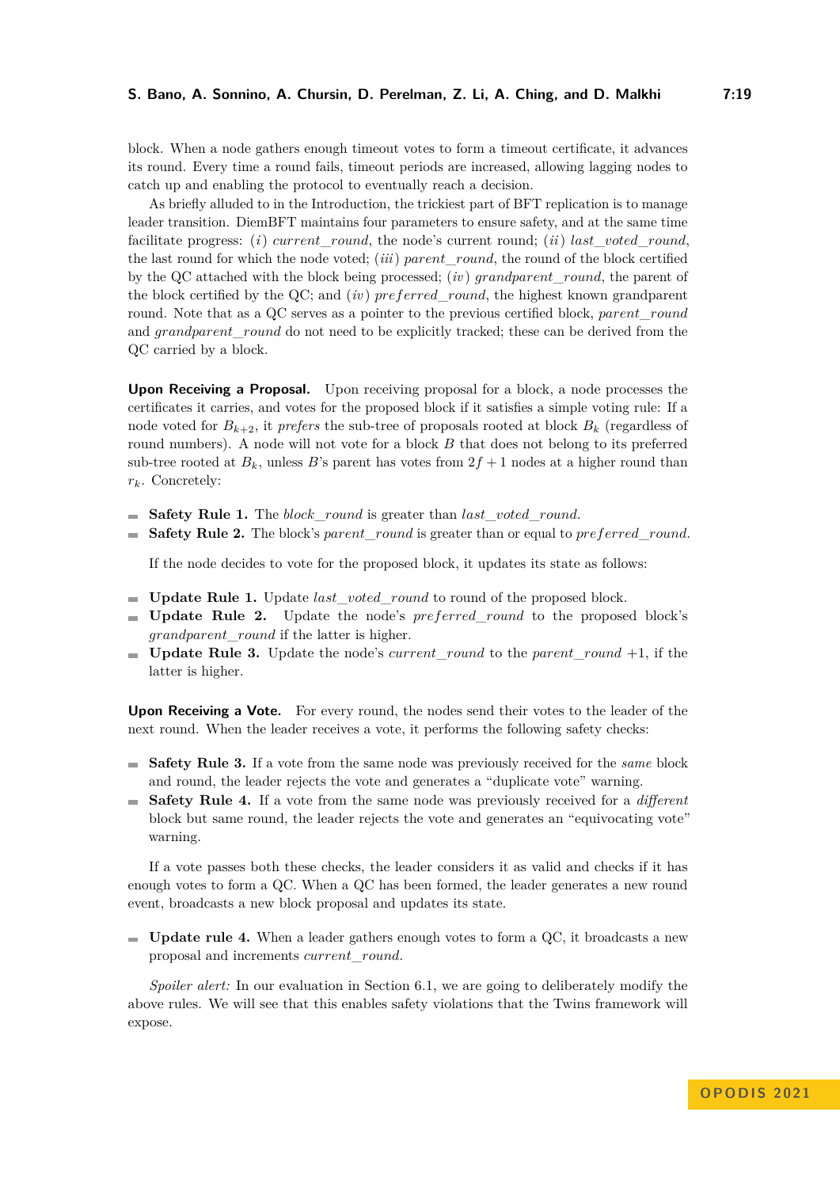block. When a node gathers enough timeout votes to form a timeout certificate, it advances its round. Every time a round fails, timeout periods are increased, allowing lagging nodes to catch up and enabling the protocol to eventually reach a decision.

As briefly alluded to in the Introduction, the trickiest part of BFT replication is to manage leader transition. DiemBFT maintains four parameters to ensure safety, and at the same time facilitate progress: (*i*) *current_round*, the node's current round; (*ii*) *last_voted_round*, the last round for which the node voted; (*iii*) *parent_round*, the round of the block certified by the QC attached with the block being processed; (*iv*) *grandparent_round*, the parent of the block certified by the QC; and (*iv*) *preferred_round*, the highest known grandparent round. Note that as a QC serves as a pointer to the previous certified block, *parent_round* and *grandparent_round* do not need to be explicitly tracked; these can be derived from the QC carried by a block.

**Upon Receiving a Proposal.** Upon receiving proposal for a block, a node processes the certificates it carries, and votes for the proposed block if it satisfies a simple voting rule: If a node voted for $B_{k+2}$, it *prefers* the sub-tree of proposals rooted at block $B_k$ (regardless of round numbers). A node will not vote for a block $B$ that does not belong to its preferred sub-tree rooted at $B_k$, unless $B$'s parent has votes from $2f+1$ nodes at a higher round than $r_k$. Concretely:

- **Safety Rule 1.** The *block_round* is greater than *last_voted_round*.
- **Safety Rule 2.** The block's *parent_round* is greater than or equal to *preferred_round*.

If the node decides to vote for the proposed block, it updates its state as follows:

- **Update Rule 1.** Update *last_voted_round* to round of the proposed block.
- **Update Rule 2.** Update the node's *preferred_round* to the proposed block's *grandparent_round* if the latter is higher.
- **Update Rule 3.** Update the node's *current_round* to the *parent_round* +1, if the latter is higher.

**Upon Receiving a Vote.** For every round, the nodes send their votes to the leader of the next round. When the leader receives a vote, it performs the following safety checks:

- **Safety Rule 3.** If a vote from the same node was previously received for the *same* block and round, the leader rejects the vote and generates a "duplicate vote" warning.
- **Safety Rule 4.** If a vote from the same node was previously received for a *different* block but same round, the leader rejects the vote and generates an "equivocating vote" warning.

If a vote passes both these checks, the leader considers it as valid and checks if it has enough votes to form a QC. When a QC has been formed, the leader generates a new round event, broadcasts a new block proposal and updates its state.

- **Update rule 4.** When a leader gathers enough votes to form a QC, it broadcasts a new proposal and increments *current_round*.

*Spoiler alert:* In our evaluation in Section 6.1, we are going to deliberately modify the above rules. We will see that this enables safety violations that the Twins framework will expose.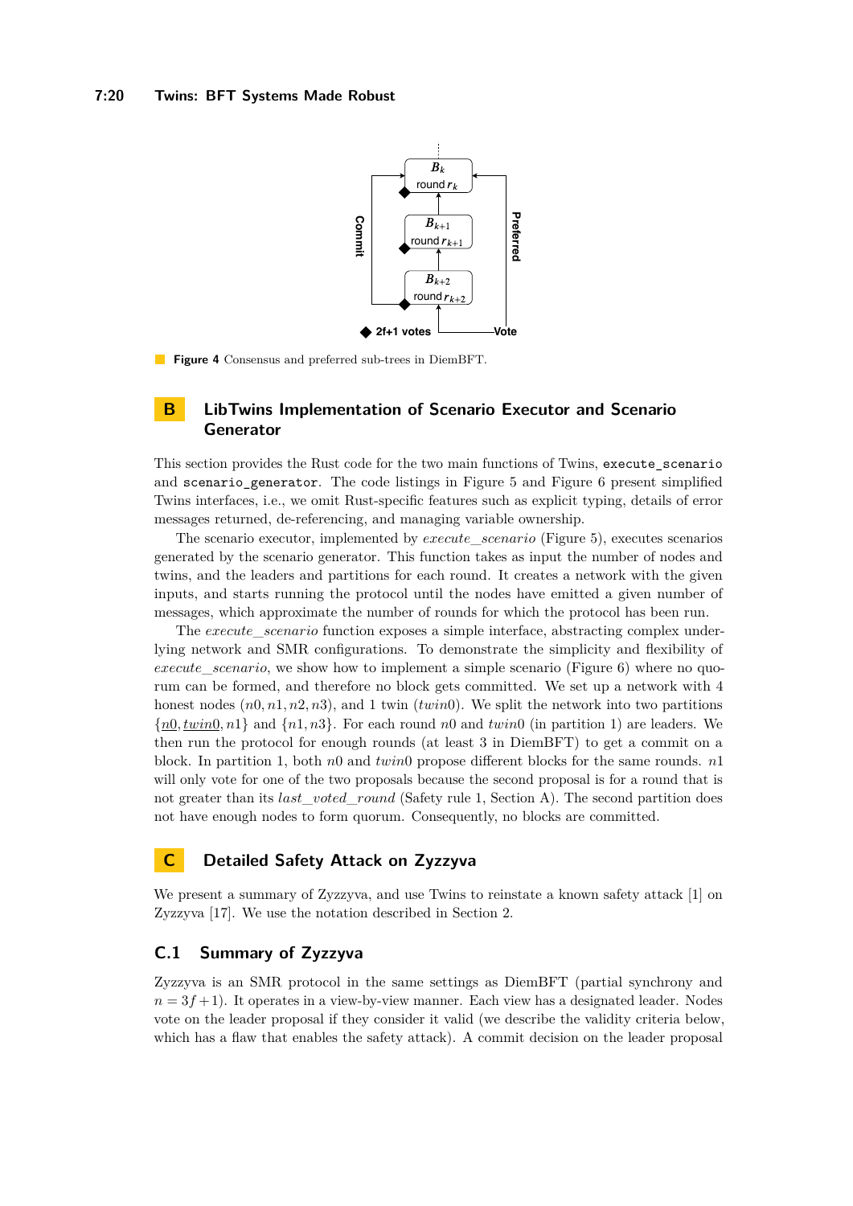**Figure 4** Consensus and preferred sub-trees in DiemBFT.

## B LibTwins Implementation of Scenario Executor and Scenario Generator

This section provides the Rust code for the two main functions of Twins, `execute_scenario` and `scenario_generator`. The code listings in Figure 5 and Figure 6 present simplified Twins interfaces, i.e., we omit Rust-specific features such as explicit typing, details of error messages returned, de-referencing, and managing variable ownership.

The scenario executor, implemented by *execute_scenario* (Figure 5), executes scenarios generated by the scenario generator. This function takes as input the number of nodes and twins, and the leaders and partitions for each round. It creates a network with the given inputs, and starts running the protocol until the nodes have emitted a given number of messages, which approximate the number of rounds for which the protocol has been run.

The *execute_scenario* function exposes a simple interface, abstracting complex underlying network and SMR configurations. To demonstrate the simplicity and flexibility of *execute_scenario*, we show how to implement a simple scenario (Figure 6) where no quorum can be formed, and therefore no block gets committed. We set up a network with 4 honest nodes ($n0, n1, n2, n3$), and 1 twin ($twin0$). We split the network into two partitions $\{\underline{n0}, \underline{twin0}, n1\}$ and $\{n1, n3\}$. For each round $n0$ and $twin0$ (in partition 1) are leaders. We then run the protocol for enough rounds (at least 3 in DiemBFT) to get a commit on a block. In partition 1, both $n0$ and $twin0$ propose different blocks for the same rounds. $n1$ will only vote for one of the two proposals because the second proposal is for a round that is not greater than its *last_voted_round* (Safety rule 1, Section A). The second partition does not have enough nodes to form quorum. Consequently, no blocks are committed.

## C Detailed Safety Attack on Zyzzyva

We present a summary of Zyzzyva, and use Twins to reinstate a known safety attack [1] on Zyzzyva [17]. We use the notation described in Section 2.

### C.1 Summary of Zyzzyva

Zyzzyva is an SMR protocol in the same settings as DiemBFT (partial synchrony and $n = 3f + 1$). It operates in a view-by-view manner. Each view has a designated leader. Nodes vote on the leader proposal if they consider it valid (we describe the validity criteria below, which has a flaw that enables the safety attack). A commit decision on the leader proposal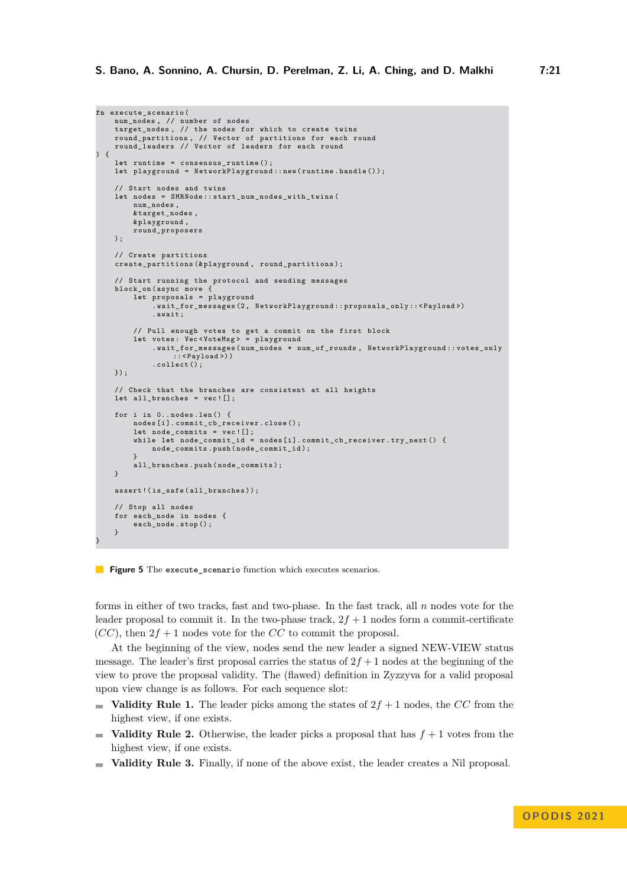```
fn execute_scenario(
    num_nodes, // number of nodes
    target_nodes, // the nodes for which to create twins
    round_partitions, // Vector of partitions for each round
    round_leaders // Vector of leaders for each round
) {
    let runtime = consensus_runtime();
    let playground = NetworkPlayground::new(runtime.handle());

    // Start nodes and twins
    let nodes = SMRNode::start_num_nodes_with_twins(
        num_nodes,
        &target_nodes,
        &playground,
        round_proposers
    );

    // Create partitions
    create_partitions(&playground, round_partitions);

    // Start running the protocol and sending messages
    block_on(async move {
        let proposals = playground
            .wait_for_messages(2, NetworkPlayground::proposals_only::<Payload>)
            .await;

        // Pull enough votes to get a commit on the first block
        let votes: Vec<VoteMsg> = playground
            .wait_for_messages(num_nodes * num_of_rounds, NetworkPlayground::votes_only
                ::<Payload>))
            .collect();
    });

    // Check that the branches are consistent at all heights
    let all_branches = vec![];

    for i in 0..nodes.len() {
        nodes[i].commit_cb_receiver.close();
        let node_commits = vec![];
        while let node_commit_id = nodes[i].commit_cb_receiver.try_next() {
            node_commits.push(node_commit_id);
        }
        all_branches.push(node_commits);
    }

    assert!(is_safe(all_branches));

    // Stop all nodes
    for each_node in nodes {
        each_node.stop();
    }
}
```

**Figure 5** The `execute_scenario` function which executes scenarios.

forms in either of two tracks, fast and two-phase. In the fast track, all $n$ nodes vote for the leader proposal to commit it. In the two-phase track, $2f+1$ nodes form a commit-certificate ($CC$), then $2f+1$ nodes vote for the $CC$ to commit the proposal.

At the beginning of the view, nodes send the new leader a signed NEW-VIEW status message. The leader's first proposal carries the status of $2f+1$ nodes at the beginning of the view to prove the proposal validity. The (flawed) definition in Zyzzyva for a valid proposal upon view change is as follows. For each sequence slot:

- **Validity Rule 1.** The leader picks among the states of $2f+1$ nodes, the $CC$ from the highest view, if one exists.
- **Validity Rule 2.** Otherwise, the leader picks a proposal that has $f+1$ votes from the highest view, if one exists.
- **Validity Rule 3.** Finally, if none of the above exist, the leader creates a Nil proposal.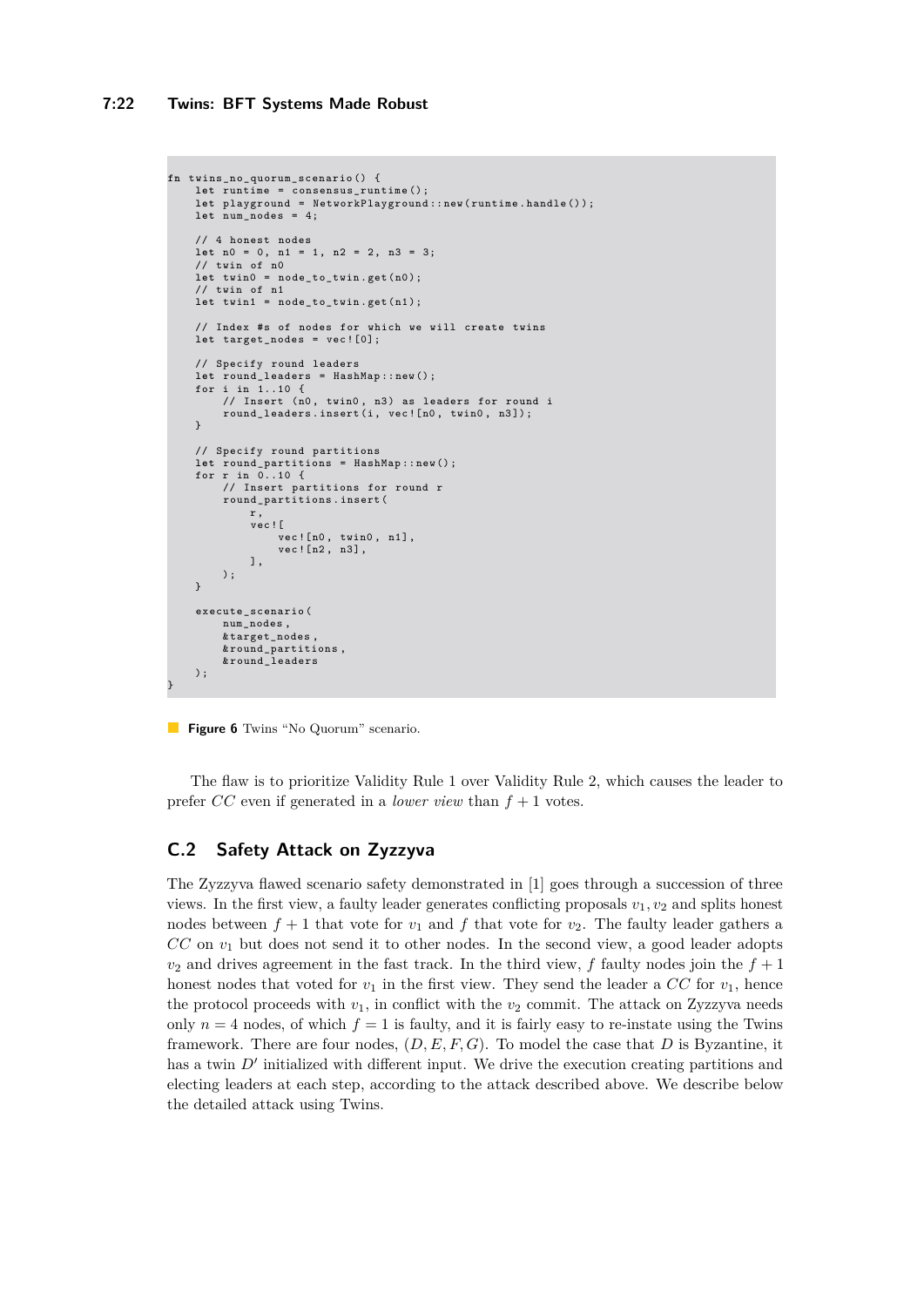```
fn twins_no_quorum_scenario() {
    let runtime = consensus_runtime();
    let playground = NetworkPlayground::new(runtime.handle());
    let num_nodes = 4;

    // 4 honest nodes
    let n0 = 0, n1 = 1, n2 = 2, n3 = 3;
    // twin of n0
    let twin0 = node_to_twin.get(n0);
    // twin of n1
    let twin1 = node_to_twin.get(n1);

    // Index #s of nodes for which we will create twins
    let target_nodes = vec![0];

    // Specify round leaders
    let round_leaders = HashMap::new();
    for i in 1..10 {
        // Insert (n0, twin0, n3) as leaders for round i
        round_leaders.insert(i, vec![n0, twin0, n3]);
    }

    // Specify round partitions
    let round_partitions = HashMap::new();
    for r in 0..10 {
        // Insert partitions for round r
        round_partitions.insert(
            r,
            vec![
                vec![n0, twin0, n1],
                vec![n2, n3],
            ],
        );
    }

    execute_scenario(
        num_nodes,
        &target_nodes,
        &round_partitions,
        &round_leaders
    );
}
```

**Figure 6** Twins "No Quorum" scenario.

The flaw is to prioritize Validity Rule 1 over Validity Rule 2, which causes the leader to prefer $CC$ even if generated in a *lower view* than $f+1$ votes.

## C.2 Safety Attack on Zyzzyva

The Zyzzyva flawed scenario safety demonstrated in [1] goes through a succession of three views. In the first view, a faulty leader generates conflicting proposals $v_1, v_2$ and splits honest nodes between $f+1$ that vote for $v_1$ and $f$ that vote for $v_2$. The faulty leader gathers a $CC$ on $v_1$ but does not send it to other nodes. In the second view, a good leader adopts $v_2$ and drives agreement in the fast track. In the third view, $f$ faulty nodes join the $f+1$ honest nodes that voted for $v_1$ in the first view. They send the leader a $CC$ for $v_1$, hence the protocol proceeds with $v_1$, in conflict with the $v_2$ commit. The attack on Zyzzyva needs only $n=4$ nodes, of which $f=1$ is faulty, and it is fairly easy to re-instate using the Twins framework. There are four nodes, $(D, E, F, G)$. To model the case that $D$ is Byzantine, it has a twin $D'$ initialized with different input. We drive the execution creating partitions and electing leaders at each step, according to the attack described above. We describe below the detailed attack using Twins.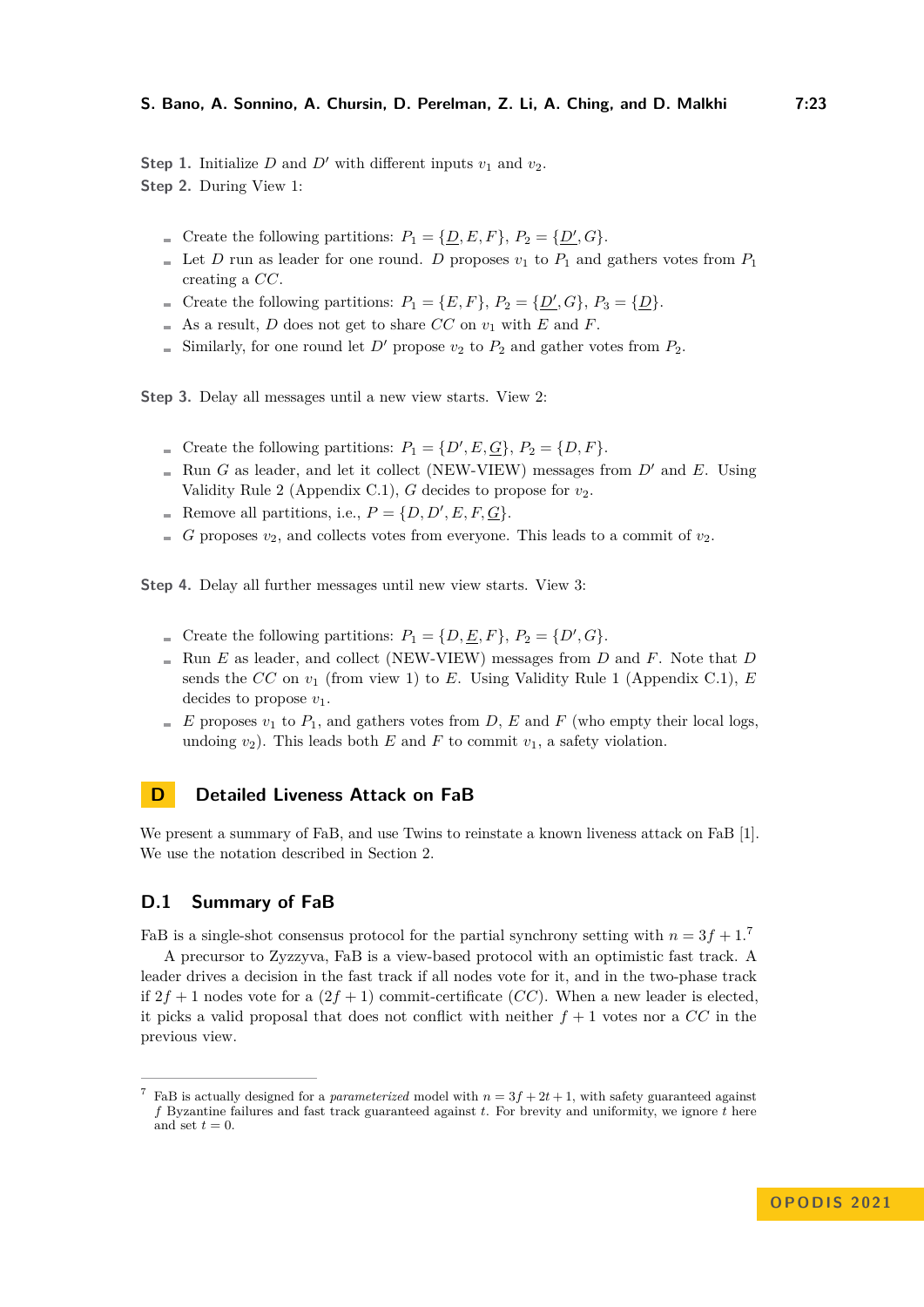**Step 1.** Initialize $D$ and $D'$ with different inputs $v_1$ and $v_2$.

**Step 2.** During View 1:

- Create the following partitions: $P_1 = \{\underline{D}, E, F\}$, $P_2 = \{\underline{D'}, G\}$.
- Let $D$ run as leader for one round. $D$ proposes $v_1$ to $P_1$ and gathers votes from $P_1$ creating a $CC$.
- Create the following partitions: $P_1 = \{E, F\}$, $P_2 = \{\underline{D'}, G\}$, $P_3 = \{\underline{D}\}$.
- As a result, $D$ does not get to share $CC$ on $v_1$ with $E$ and $F$.
- Similarly, for one round let $D'$ propose $v_2$ to $P_2$ and gather votes from $P_2$.

**Step 3.** Delay all messages until a new view starts. View 2:

- Create the following partitions: $P_1 = \{D', E, \underline{G}\}$, $P_2 = \{D, F\}$.
- Run $G$ as leader, and let it collect (NEW-VIEW) messages from $D'$ and $E$. Using Validity Rule 2 (Appendix C.1), $G$ decides to propose for $v_2$.
- Remove all partitions, i.e., $P = \{D, D', E, F, \underline{G}\}$.
- $G$ proposes $v_2$, and collects votes from everyone. This leads to a commit of $v_2$.

**Step 4.** Delay all further messages until new view starts. View 3:

- Create the following partitions: $P_1 = \{D, \underline{E}, F\}$, $P_2 = \{D', G\}$.
- Run $E$ as leader, and collect (NEW-VIEW) messages from $D$ and $F$. Note that $D$ sends the $CC$ on $v_1$ (from view 1) to $E$. Using Validity Rule 1 (Appendix C.1), $E$ decides to propose $v_1$.
- $E$ proposes $v_1$ to $P_1$, and gathers votes from $D$, $E$ and $F$ (who empty their local logs, undoing $v_2$). This leads both $E$ and $F$ to commit $v_1$, a safety violation.

# D Detailed Liveness Attack on FaB

We present a summary of FaB, and use Twins to reinstate a known liveness attack on FaB [1]. We use the notation described in Section 2.

## D.1 Summary of FaB

FaB is a single-shot consensus protocol for the partial synchrony setting with $n = 3f + 1$.[7]

A precursor to Zyzzyva, FaB is a view-based protocol with an optimistic fast track. A leader drives a decision in the fast track if all nodes vote for it, and in the two-phase track if $2f + 1$ nodes vote for a $(2f + 1)$ commit-certificate ($CC$). When a new leader is elected, it picks a valid proposal that does not conflict with neither $f + 1$ votes nor a $CC$ in the previous view.

[7] FaB is actually designed for a *parameterized* model with $n = 3f + 2t + 1$, with safety guaranteed against $f$ Byzantine failures and fast track guaranteed against $t$. For brevity and uniformity, we ignore $t$ here and set $t = 0$.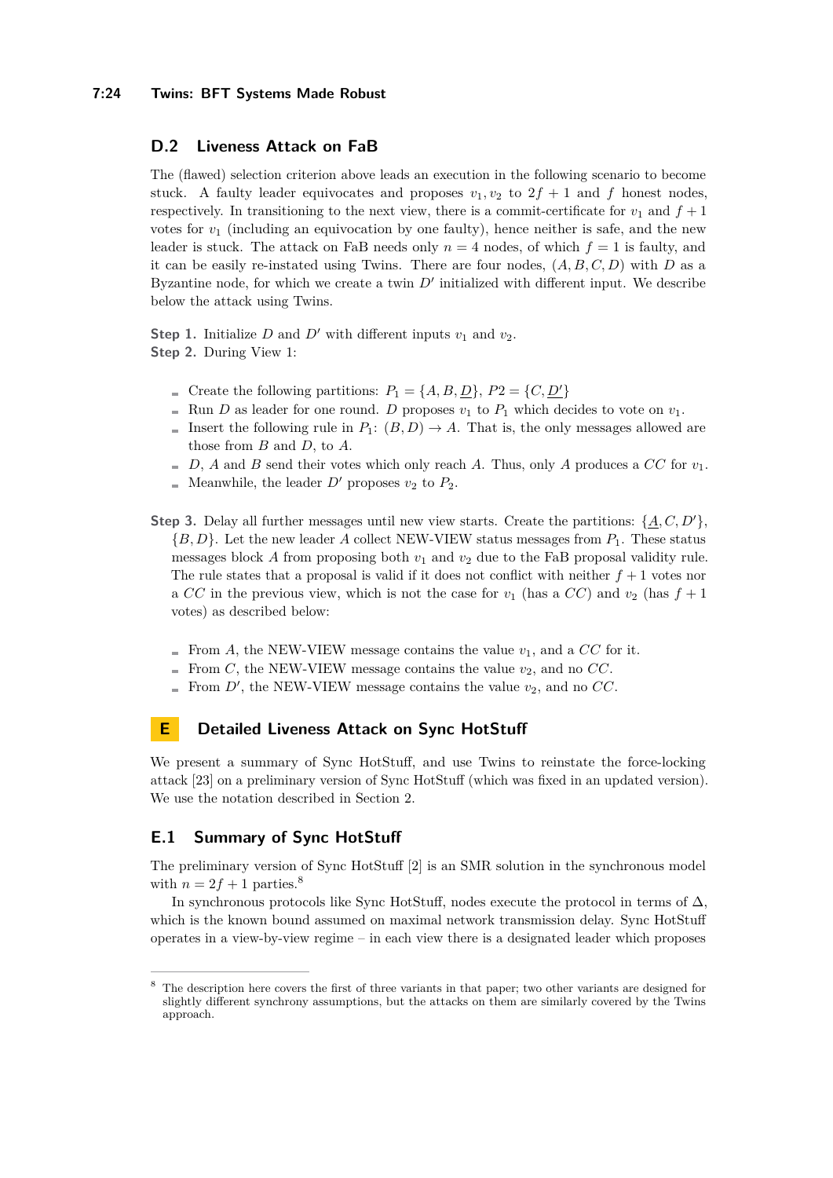## D.2 Liveness Attack on FaB

The (flawed) selection criterion above leads an execution in the following scenario to become stuck. A faulty leader equivocates and proposes $v_1, v_2$ to $2f+1$ and $f$ honest nodes, respectively. In transitioning to the next view, there is a commit-certificate for $v_1$ and $f+1$ votes for $v_1$ (including an equivocation by one faulty), hence neither is safe, and the new leader is stuck. The attack on FaB needs only $n = 4$ nodes, of which $f = 1$ is faulty, and it can be easily re-instated using Twins. There are four nodes, $(A, B, C, D)$ with $D$ as a Byzantine node, for which we create a twin $D'$ initialized with different input. We describe below the attack using Twins.

**Step 1.** Initialize $D$ and $D'$ with different inputs $v_1$ and $v_2$.

**Step 2.** During View 1:

- Create the following partitions: $P_1 = \{A, B, \underline{D}\}$, $P2 = \{C, \underline{D'}\}$
- Run $D$ as leader for one round. $D$ proposes $v_1$ to $P_1$ which decides to vote on $v_1$.
- Insert the following rule in $P_1$: $(B, D) \to A$. That is, the only messages allowed are those from $B$ and $D$, to $A$.
- $D$, $A$ and $B$ send their votes which only reach $A$. Thus, only $A$ produces a $CC$ for $v_1$.
- Meanwhile, the leader $D'$ proposes $v_2$ to $P_2$.

**Step 3.** Delay all further messages until new view starts. Create the partitions: $\{\underline{A}, C, D'\}$, $\{B, D\}$. Let the new leader $A$ collect NEW-VIEW status messages from $P_1$. These status messages block $A$ from proposing both $v_1$ and $v_2$ due to the FaB proposal validity rule. The rule states that a proposal is valid if it does not conflict with neither $f+1$ votes nor a $CC$ in the previous view, which is not the case for $v_1$ (has a $CC$) and $v_2$ (has $f+1$ votes) as described below:

- From $A$, the NEW-VIEW message contains the value $v_1$, and a $CC$ for it.
- From $C$, the NEW-VIEW message contains the value $v_2$, and no $CC$.
- From $D'$, the NEW-VIEW message contains the value $v_2$, and no $CC$.

# E Detailed Liveness Attack on Sync HotStuff

We present a summary of Sync HotStuff, and use Twins to reinstate the force-locking attack [23] on a preliminary version of Sync HotStuff (which was fixed in an updated version). We use the notation described in Section 2.

## E.1 Summary of Sync HotStuff

The preliminary version of Sync HotStuff [2] is an SMR solution in the synchronous model with $n = 2f + 1$ parties.[8]

In synchronous protocols like Sync HotStuff, nodes execute the protocol in terms of $\Delta$, which is the known bound assumed on maximal network transmission delay. Sync HotStuff operates in a view-by-view regime – in each view there is a designated leader which proposes

[8] The description here covers the first of three variants in that paper; two other variants are designed for slightly different synchrony assumptions, but the attacks on them are similarly covered by the Twins approach.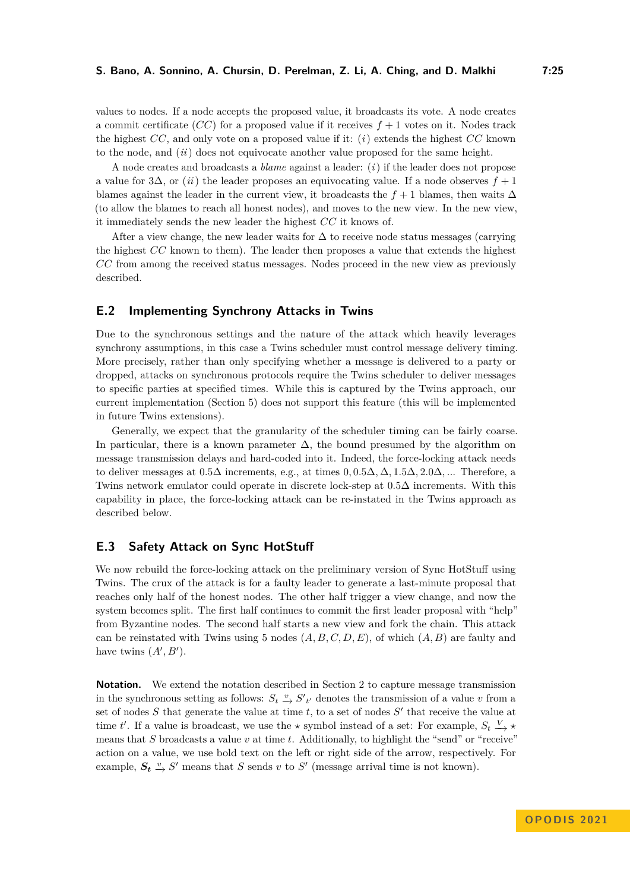values to nodes. If a node accepts the proposed value, it broadcasts its vote. A node creates a commit certificate ($CC$) for a proposed value if it receives $f+1$ votes on it. Nodes track the highest $CC$, and only vote on a proposed value if it: ($i$) extends the highest $CC$ known to the node, and ($ii$) does not equivocate another value proposed for the same height.

A node creates and broadcasts a *blame* against a leader: ($i$) if the leader does not propose a value for $3\Delta$, or ($ii$) the leader proposes an equivocating value. If a node observes $f+1$ blames against the leader in the current view, it broadcasts the $f+1$ blames, then waits $\Delta$ (to allow the blames to reach all honest nodes), and moves to the new view. In the new view, it immediately sends the new leader the highest $CC$ it knows of.

After a view change, the new leader waits for $\Delta$ to receive node status messages (carrying the highest $CC$ known to them). The leader then proposes a value that extends the highest $CC$ from among the received status messages. Nodes proceed in the new view as previously described.

## E.2 Implementing Synchrony Attacks in Twins

Due to the synchronous settings and the nature of the attack which heavily leverages synchrony assumptions, in this case a Twins scheduler must control message delivery timing. More precisely, rather than only specifying whether a message is delivered to a party or dropped, attacks on synchronous protocols require the Twins scheduler to deliver messages to specific parties at specified times. While this is captured by the Twins approach, our current implementation (Section 5) does not support this feature (this will be implemented in future Twins extensions).

Generally, we expect that the granularity of the scheduler timing can be fairly coarse. In particular, there is a known parameter $\Delta$, the bound presumed by the algorithm on message transmission delays and hard-coded into it. Indeed, the force-locking attack needs to deliver messages at $0.5\Delta$ increments, e.g., at times $0, 0.5\Delta, \Delta, 1.5\Delta, 2.0\Delta, ...$ Therefore, a Twins network emulator could operate in discrete lock-step at $0.5\Delta$ increments. With this capability in place, the force-locking attack can be re-instated in the Twins approach as described below.

## E.3 Safety Attack on Sync HotStuff

We now rebuild the force-locking attack on the preliminary version of Sync HotStuff using Twins. The crux of the attack is for a faulty leader to generate a last-minute proposal that reaches only half of the honest nodes. The other half trigger a view change, and now the system becomes split. The first half continues to commit the first leader proposal with "help" from Byzantine nodes. The second half starts a new view and fork the chain. This attack can be reinstated with Twins using 5 nodes $(A, B, C, D, E)$, of which $(A, B)$ are faulty and have twins $(A', B')$.

**Notation.** We extend the notation described in Section 2 to capture message transmission in the synchronous setting as follows: $S_t \xrightarrow{v} S'_{t'}$ denotes the transmission of a value $v$ from a set of nodes $S$ that generate the value at time $t$, to a set of nodes $S'$ that receive the value at time $t'$. If a value is broadcast, we use the $\star$ symbol instead of a set: For example, $S_t \xrightarrow{V} \star$ means that $S$ broadcasts a value $v$ at time $t$. Additionally, to highlight the "send" or "receive" action on a value, we use bold text on the left or right side of the arrow, respectively. For example, $\boldsymbol{S_t} \xrightarrow{v} S'$ means that $S$ sends $v$ to $S'$ (message arrival time is not known).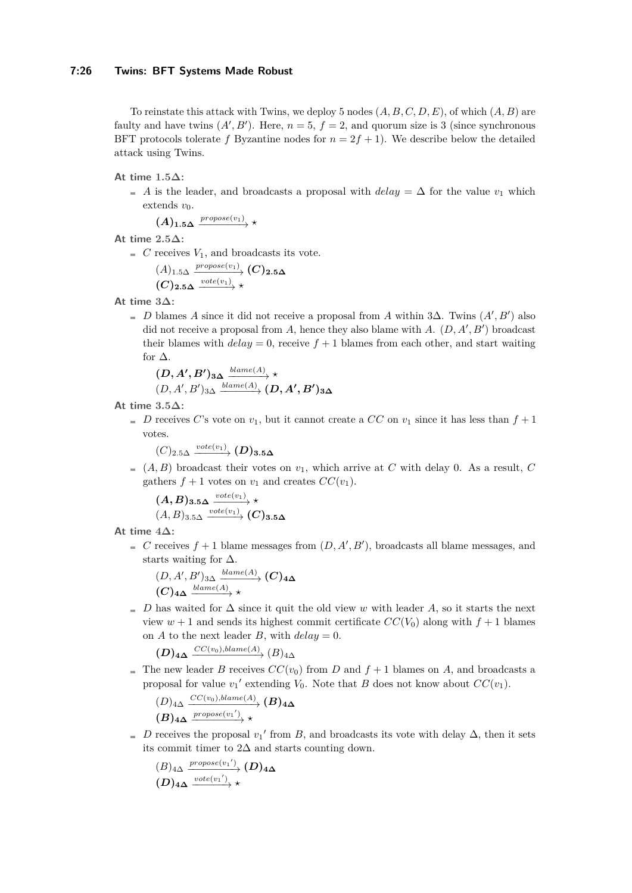To reinstate this attack with Twins, we deploy 5 nodes $(A, B, C, D, E)$, of which $(A, B)$ are faulty and have twins $(A', B')$. Here, $n = 5$, $f = 2$, and quorum size is 3 (since synchronous BFT protocols tolerate $f$ Byzantine nodes for $n = 2f + 1$). We describe below the detailed attack using Twins.

**At time 1.5Δ:**

- $A$ is the leader, and broadcasts a proposal with $delay = \Delta$ for the value $v_1$ which extends $v_0$.

  $$\boldsymbol{(A)_{1.5\Delta}} \xrightarrow{propose(v_1)} \star$$

**At time 2.5Δ:**

- $C$ receives $V_1$, and broadcasts its vote.

  $$(A)_{1.5\Delta} \xrightarrow{propose(v_1)} \boldsymbol{(C)_{2.5\Delta}}$$
  $$\boldsymbol{(C)_{2.5\Delta}} \xrightarrow{vote(v_1)} \star$$

**At time 3Δ:**

- $D$ blames $A$ since it did not receive a proposal from $A$ within $3\Delta$. Twins $(A', B')$ also did not receive a proposal from $A$, hence they also blame with $A$. $(D, A', B')$ broadcast their blames with $delay = 0$, receive $f + 1$ blames from each other, and start waiting for $\Delta$.

  $$\boldsymbol{(D, A', B')_{3\Delta}} \xrightarrow{blame(A)} \star$$
  $$(D, A', B')_{3\Delta} \xrightarrow{blame(A)} \boldsymbol{(D, A', B')_{3\Delta}}$$

**At time 3.5Δ:**

- $D$ receives $C$'s vote on $v_1$, but it cannot create a $CC$ on $v_1$ since it has less than $f + 1$ votes.

  $$(C)_{2.5\Delta} \xrightarrow{vote(v_1)} \boldsymbol{(D)_{3.5\Delta}}$$

- $(A, B)$ broadcast their votes on $v_1$, which arrive at $C$ with delay 0. As a result, $C$ gathers $f + 1$ votes on $v_1$ and creates $CC(v_1)$.

  $$\boldsymbol{(A, B)_{3.5\Delta}} \xrightarrow{vote(v_1)} \star$$
  $$(A, B)_{3.5\Delta} \xrightarrow{vote(v_1)} \boldsymbol{(C)_{3.5\Delta}}$$

**At time 4Δ:**

- $C$ receives $f + 1$ blame messages from $(D, A', B')$, broadcasts all blame messages, and starts waiting for $\Delta$.

  $$(D, A', B')_{3\Delta} \xrightarrow{blame(A)} \boldsymbol{(C)_{4\Delta}}$$
  $$\boldsymbol{(C)_{4\Delta}} \xrightarrow{blame(A)} \star$$

- $D$ has waited for $\Delta$ since it quit the old view $w$ with leader $A$, so it starts the next view $w + 1$ and sends its highest commit certificate $CC(V_0)$ along with $f + 1$ blames on $A$ to the next leader $B$, with $delay = 0$.

  $$\boldsymbol{(D)_{4\Delta}} \xrightarrow{CC(v_0), blame(A)} (B)_{4\Delta}$$

- The new leader $B$ receives $CC(v_0)$ from $D$ and $f + 1$ blames on $A$, and broadcasts a proposal for value ${v_1}'$ extending $V_0$. Note that $B$ does not know about $CC(v_1)$.

  $$(D)_{4\Delta} \xrightarrow{CC(v_0), blame(A)} \boldsymbol{(B)_{4\Delta}}$$
  $$\boldsymbol{(B)_{4\Delta}} \xrightarrow{propose({v_1}')} \star$$

- $D$ receives the proposal ${v_1}'$ from $B$, and broadcasts its vote with delay $\Delta$, then it sets its commit timer to $2\Delta$ and starts counting down.

  $$(B)_{4\Delta} \xrightarrow{propose({v_1}')} \boldsymbol{(D)_{4\Delta}}$$
  $$\boldsymbol{(D)_{4\Delta}} \xrightarrow{vote({v_1}')} \star$$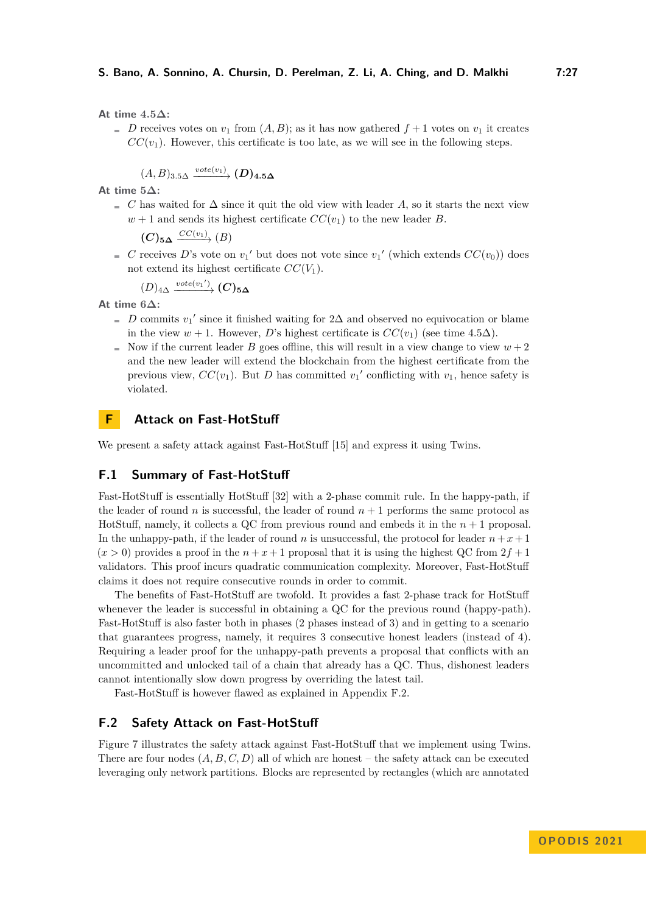**At time 4.5Δ:**

- $D$ receives votes on $v_1$ from $(A, B)$; as it has now gathered $f+1$ votes on $v_1$ it creates $CC(v_1)$. However, this certificate is too late, as we will see in the following steps.

$$(A, B)_{3.5\Delta} \xrightarrow{vote(v_1)} \boldsymbol{(D)_{4.5\Delta}}$$

**At time 5Δ:**

- $C$ has waited for $\Delta$ since it quit the old view with leader $A$, so it starts the next view $w+1$ and sends its highest certificate $CC(v_1)$ to the new leader $B$.

$$\boldsymbol{(C)_{5\Delta}} \xrightarrow{CC(v_1)} (B)$$

- $C$ receives $D$'s vote on $v_1{}'$ but does not vote since $v_1{}'$ (which extends $CC(v_0)$) does not extend its highest certificate $CC(V_1)$.

$$(D)_{4\Delta} \xrightarrow{vote(v_1{}')} \boldsymbol{(C)_{5\Delta}}$$

**At time 6Δ:**

- $D$ commits $v_1{}'$ since it finished waiting for $2\Delta$ and observed no equivocation or blame in the view $w+1$. However, $D$'s highest certificate is $CC(v_1)$ (see time $4.5\Delta$).
- Now if the current leader $B$ goes offline, this will result in a view change to view $w+2$ and the new leader will extend the blockchain from the highest certificate from the previous view, $CC(v_1)$. But $D$ has committed $v_1{}'$ conflicting with $v_1$, hence safety is violated.

# F Attack on Fast-HotStuff

We present a safety attack against Fast-HotStuff [15] and express it using Twins.

## F.1 Summary of Fast-HotStuff

Fast-HotStuff is essentially HotStuff [32] with a 2-phase commit rule. In the happy-path, if the leader of round $n$ is successful, the leader of round $n+1$ performs the same protocol as HotStuff, namely, it collects a QC from previous round and embeds it in the $n+1$ proposal. In the unhappy-path, if the leader of round $n$ is unsuccessful, the protocol for leader $n+x+1$ ($x > 0$) provides a proof in the $n+x+1$ proposal that it is using the highest QC from $2f+1$ validators. This proof incurs quadratic communication complexity. Moreover, Fast-HotStuff claims it does not require consecutive rounds in order to commit.

The benefits of Fast-HotStuff are twofold. It provides a fast 2-phase track for HotStuff whenever the leader is successful in obtaining a QC for the previous round (happy-path). Fast-HotStuff is also faster both in phases (2 phases instead of 3) and in getting to a scenario that guarantees progress, namely, it requires 3 consecutive honest leaders (instead of 4). Requiring a leader proof for the unhappy-path prevents a proposal that conflicts with an uncommitted and unlocked tail of a chain that already has a QC. Thus, dishonest leaders cannot intentionally slow down progress by overriding the latest tail.

Fast-HotStuff is however flawed as explained in Appendix F.2.

## F.2 Safety Attack on Fast-HotStuff

Figure 7 illustrates the safety attack against Fast-HotStuff that we implement using Twins. There are four nodes $(A, B, C, D)$ all of which are honest – the safety attack can be executed leveraging only network partitions. Blocks are represented by rectangles (which are annotated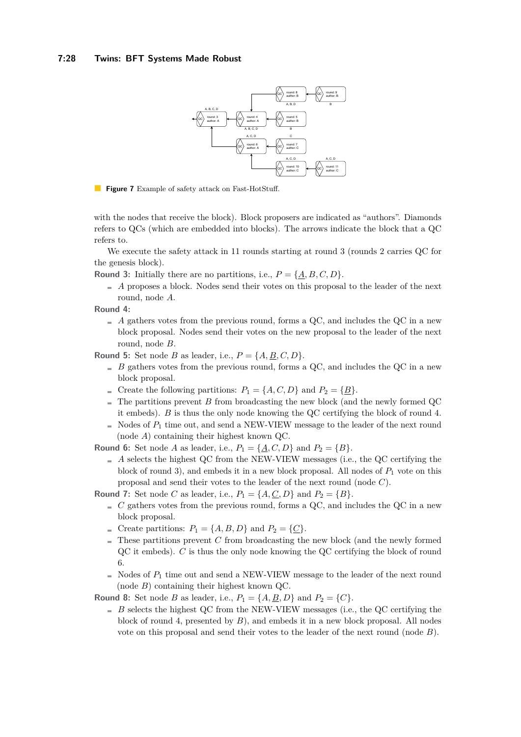**Figure 7** Example of safety attack on Fast-HotStuff.

with the nodes that receive the block). Block proposers are indicated as "authors". Diamonds refers to QCs (which are embedded into blocks). The arrows indicate the block that a QC refers to.

We execute the safety attack in 11 rounds starting at round 3 (rounds 2 carries QC for the genesis block).

**Round 3:** Initially there are no partitions, i.e., $P = \{\underline{A}, B, C, D\}$.

- $A$ proposes a block. Nodes send their votes on this proposal to the leader of the next round, node $A$.

**Round 4:**

- $A$ gathers votes from the previous round, forms a QC, and includes the QC in a new block proposal. Nodes send their votes on the new proposal to the leader of the next round, node $B$.

**Round 5:** Set node $B$ as leader, i.e., $P = \{A, \underline{B}, C, D\}$.

- $B$ gathers votes from the previous round, forms a QC, and includes the QC in a new block proposal.
- Create the following partitions: $P_1 = \{A, C, D\}$ and $P_2 = \{\underline{B}\}$.
- The partitions prevent $B$ from broadcasting the new block (and the newly formed QC it embeds). $B$ is thus the only node knowing the QC certifying the block of round 4.
- Nodes of $P_1$ time out, and send a NEW-VIEW message to the leader of the next round (node $A$) containing their highest known QC.

**Round 6:** Set node $A$ as leader, i.e., $P_1 = \{\underline{A}, C, D\}$ and $P_2 = \{B\}$.

- $A$ selects the highest QC from the NEW-VIEW messages (i.e., the QC certifying the block of round 3), and embeds it in a new block proposal. All nodes of $P_1$ vote on this proposal and send their votes to the leader of the next round (node $C$).

**Round 7:** Set node $C$ as leader, i.e., $P_1 = \{A, \underline{C}, D\}$ and $P_2 = \{B\}$.

- $C$ gathers votes from the previous round, forms a QC, and includes the QC in a new block proposal.
- Create partitions: $P_1 = \{A, B, D\}$ and $P_2 = \{\underline{C}\}$.
- These partitions prevent $C$ from broadcasting the new block (and the newly formed QC it embeds). $C$ is thus the only node knowing the QC certifying the block of round 6.
- Nodes of $P_1$ time out and send a NEW-VIEW message to the leader of the next round (node $B$) containing their highest known QC.

**Round 8:** Set node $B$ as leader, i.e., $P_1 = \{A, \underline{B}, D\}$ and $P_2 = \{C\}$.

- $B$ selects the highest QC from the NEW-VIEW messages (i.e., the QC certifying the block of round 4, presented by $B$), and embeds it in a new block proposal. All nodes vote on this proposal and send their votes to the leader of the next round (node $B$).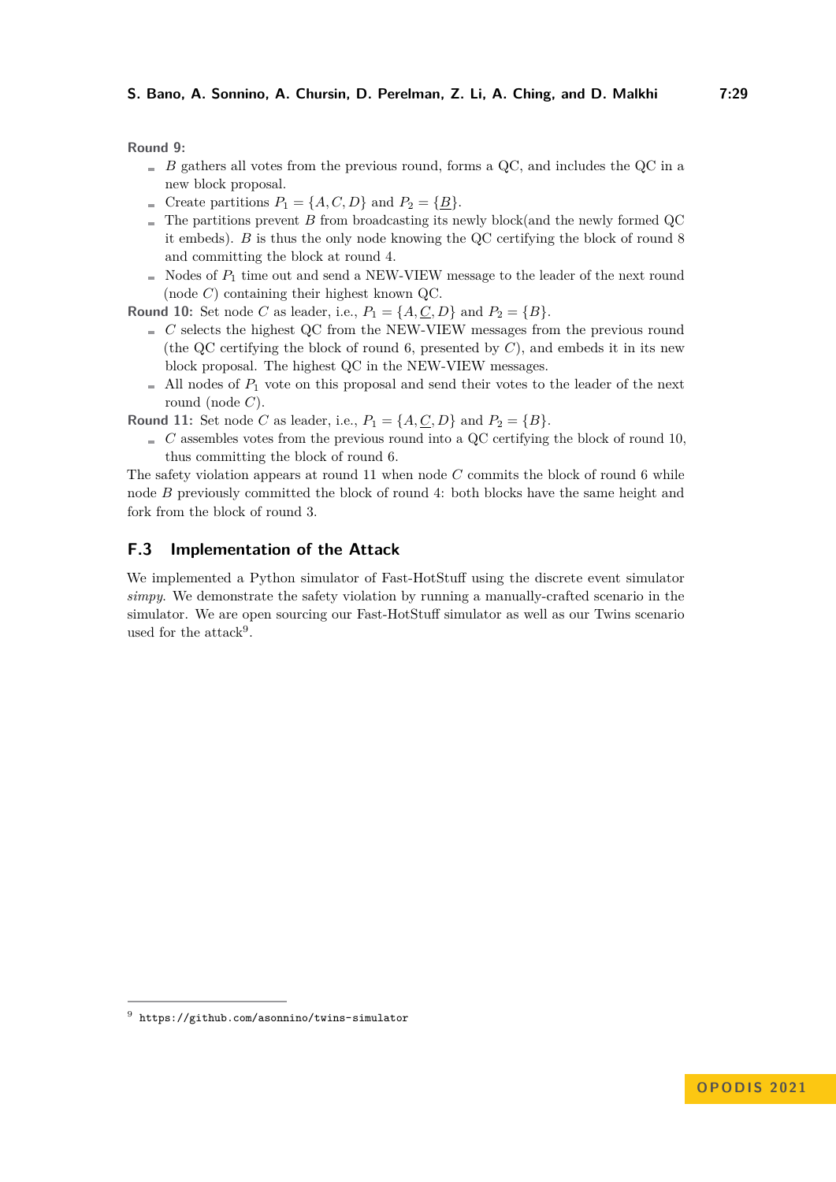**Round 9:**

- $B$ gathers all votes from the previous round, forms a QC, and includes the QC in a new block proposal.
- Create partitions $P_1 = \{A, C, D\}$ and $P_2 = \{\underline{B}\}$.
- The partitions prevent $B$ from broadcasting its newly block(and the newly formed QC it embeds). $B$ is thus the only node knowing the QC certifying the block of round 8 and committing the block at round 4.
- Nodes of $P_1$ time out and send a NEW-VIEW message to the leader of the next round (node $C$) containing their highest known QC.

**Round 10:** Set node $C$ as leader, i.e., $P_1 = \{A, \underline{C}, D\}$ and $P_2 = \{B\}$.

- $C$ selects the highest QC from the NEW-VIEW messages from the previous round (the QC certifying the block of round 6, presented by $C$), and embeds it in its new block proposal. The highest QC in the NEW-VIEW messages.
- All nodes of $P_1$ vote on this proposal and send their votes to the leader of the next round (node $C$).

**Round 11:** Set node $C$ as leader, i.e., $P_1 = \{A, \underline{C}, D\}$ and $P_2 = \{B\}$.

- $C$ assembles votes from the previous round into a QC certifying the block of round 10, thus committing the block of round 6.

The safety violation appears at round 11 when node $C$ commits the block of round 6 while node $B$ previously committed the block of round 4: both blocks have the same height and fork from the block of round 3.

## F.3 Implementation of the Attack

We implemented a Python simulator of Fast-HotStuff using the discrete event simulator *simpy*. We demonstrate the safety violation by running a manually-crafted scenario in the simulator. We are open sourcing our Fast-HotStuff simulator as well as our Twins scenario used for the attack[9].

[9] https://github.com/asonnino/twins-simulator